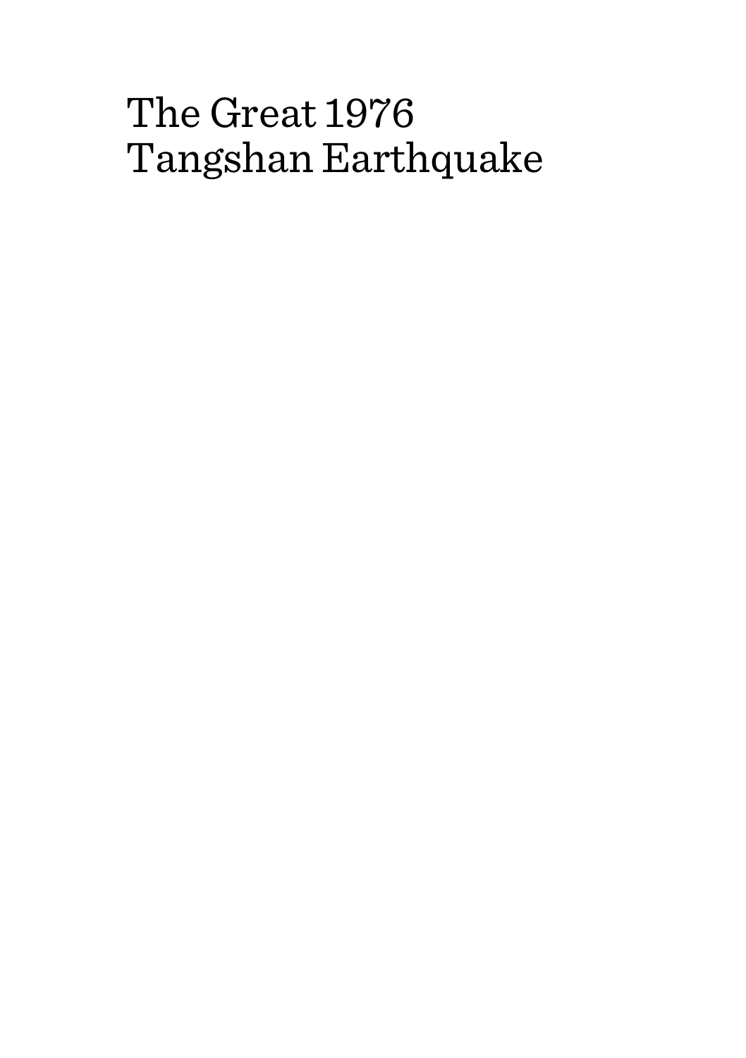# The Great 1976 Tangshan Earthquake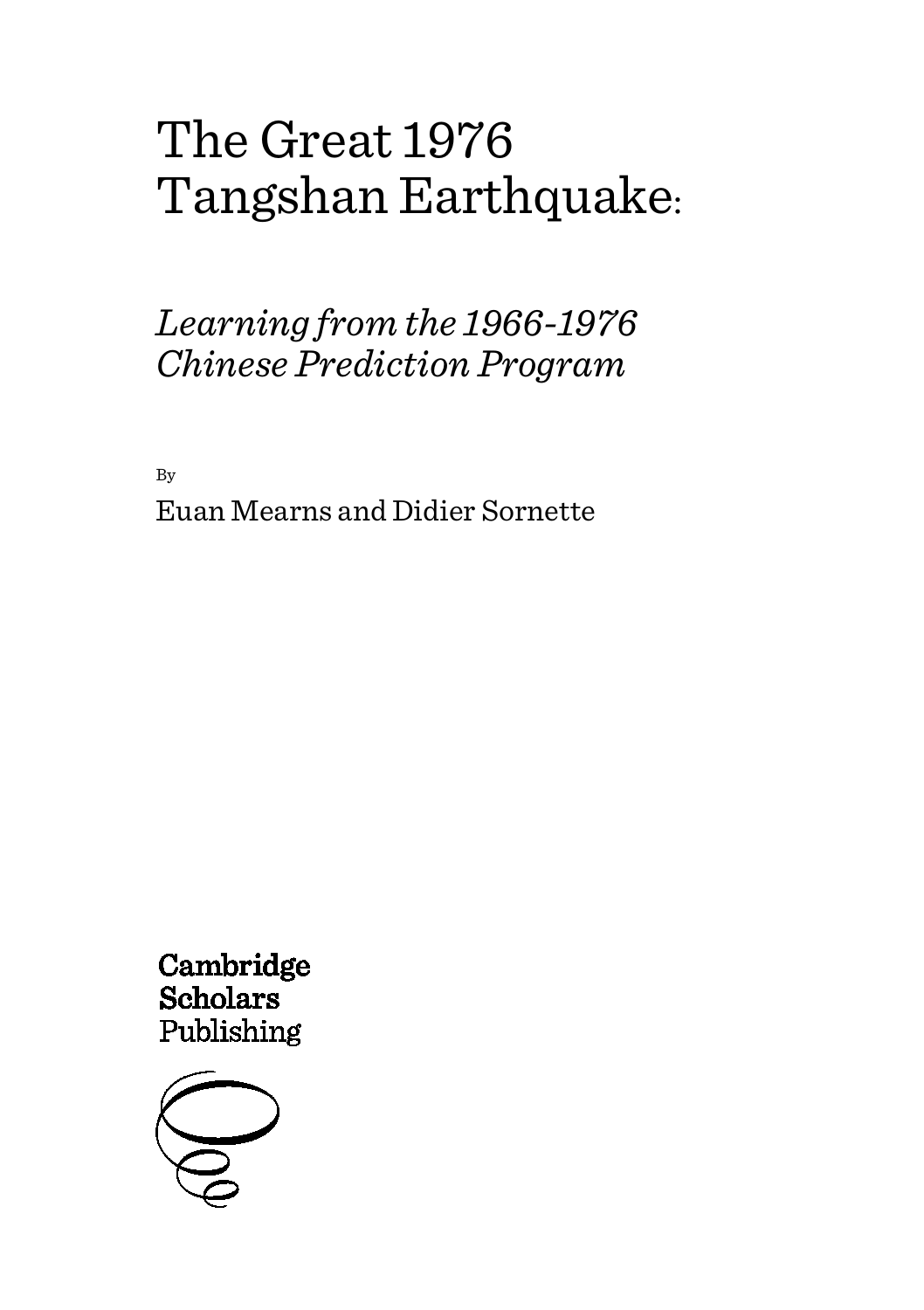# The Great 1976 Tangshan Earthquake:

## *Learning from the 1966-1976 Chinese Prediction Program*

By

Euan Mearns and Didier Sornette

**Cambridge Scholars**
Publishing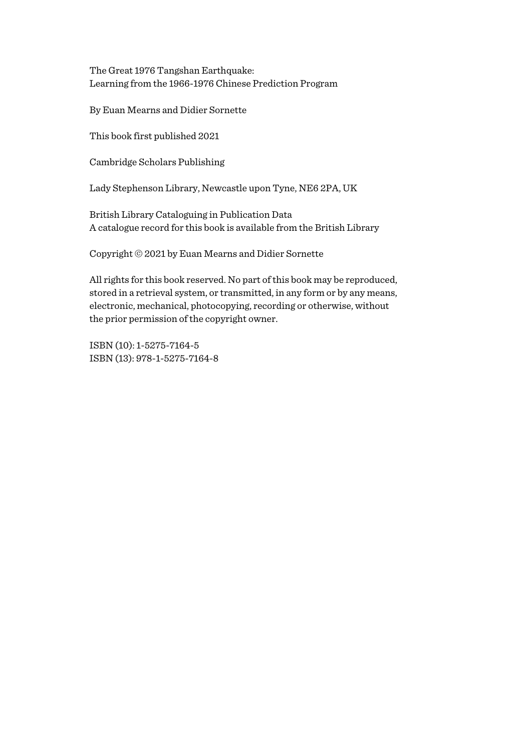The Great 1976 Tangshan Earthquake:
Learning from the 1966-1976 Chinese Prediction Program

By Euan Mearns and Didier Sornette

This book first published 2021

Cambridge Scholars Publishing

Lady Stephenson Library, Newcastle upon Tyne, NE6 2PA, UK

British Library Cataloguing in Publication Data
A catalogue record for this book is available from the British Library

Copyright © 2021 by Euan Mearns and Didier Sornette

All rights for this book reserved. No part of this book may be reproduced, stored in a retrieval system, or transmitted, in any form or by any means, electronic, mechanical, photocopying, recording or otherwise, without the prior permission of the copyright owner.

ISBN (10): 1-5275-7164-5
ISBN (13): 978-1-5275-7164-8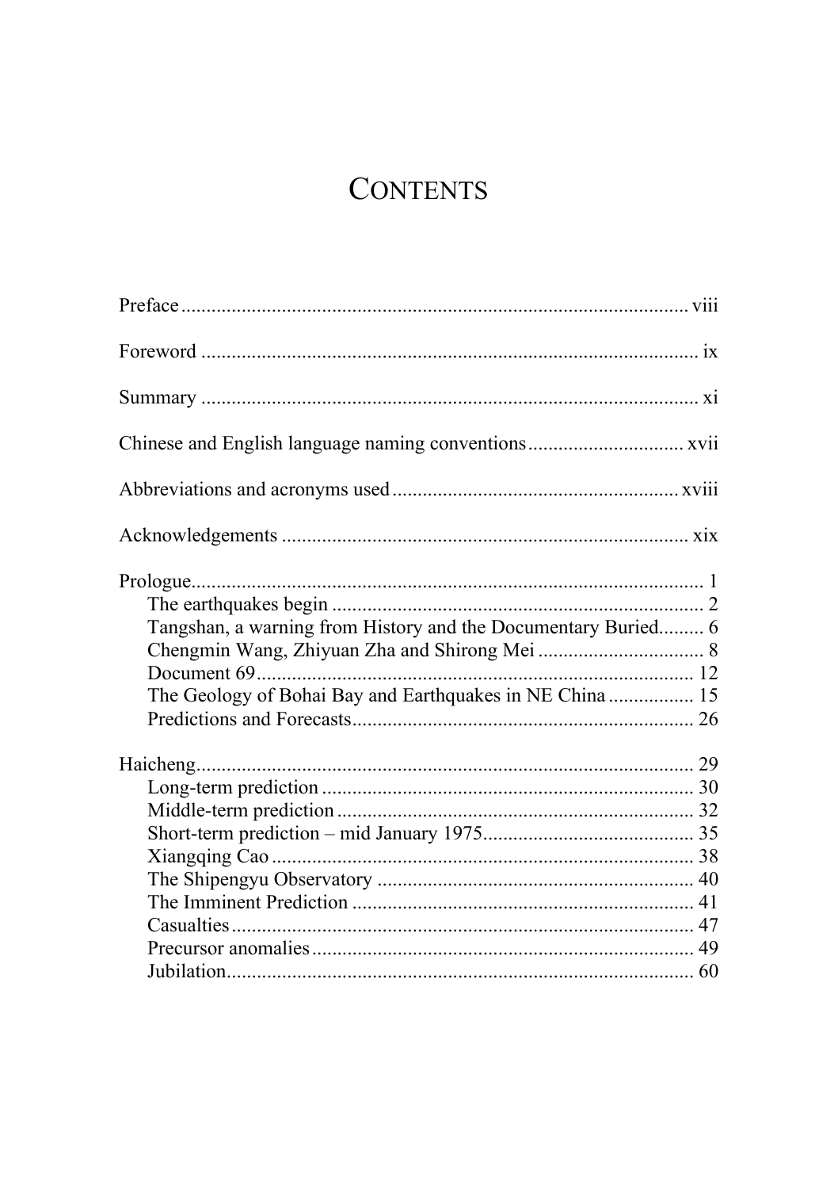# CONTENTS

Preface ..................................................................................................... viii

Foreword ................................................................................................... ix

Summary ................................................................................................... xi

Chinese and English language naming conventions ............................... xvii

Abbreviations and acronyms used .......................................................... xviii

Acknowledgements ................................................................................. xix

Prologue ...................................................................................................... 1
- The earthquakes begin .......................................................................... 2
- Tangshan, a warning from History and the Documentary Buried ......... 6
- Chengmin Wang, Zhiyuan Zha and Shirong Mei ................................. 8
- Document 69 ....................................................................................... 12
- The Geology of Bohai Bay and Earthquakes in NE China ................. 15
- Predictions and Forecasts ................................................................... 26

Haicheng .................................................................................................. 29
- Long-term prediction .......................................................................... 30
- Middle-term prediction ....................................................................... 32
- Short-term prediction – mid January 1975 .......................................... 35
- Xiangqing Cao .................................................................................... 38
- The Shipengyu Observatory ............................................................... 40
- The Imminent Prediction .................................................................... 41
- Casualties ............................................................................................ 47
- Precursor anomalies ............................................................................ 49
- Jubilation ............................................................................................. 60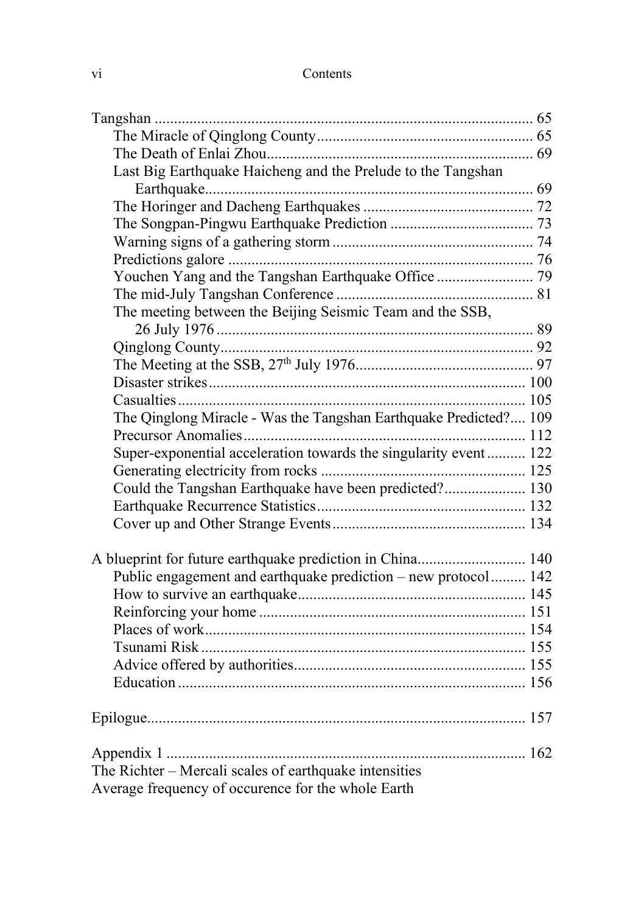Tangshan ..... 65

- The Miracle of Qinglong County ..... 65
- The Death of Enlai Zhou ..... 69
- Last Big Earthquake Haicheng and the Prelude to the Tangshan Earthquake ..... 69
- The Horinger and Dacheng Earthquakes ..... 72
- The Songpan-Pingwu Earthquake Prediction ..... 73
- Warning signs of a gathering storm ..... 74
- Predictions galore ..... 76
- Youchen Yang and the Tangshan Earthquake Office ..... 79
- The mid-July Tangshan Conference ..... 81
- The meeting between the Beijing Seismic Team and the SSB, 26 July 1976 ..... 89
- Qinglong County ..... 92
- The Meeting at the SSB, 27th July 1976 ..... 97
- Disaster strikes ..... 100
- Casualties ..... 105
- The Qinglong Miracle - Was the Tangshan Earthquake Predicted? ..... 109
- Precursor Anomalies ..... 112
- Super-exponential acceleration towards the singularity event ..... 122
- Generating electricity from rocks ..... 125
- Could the Tangshan Earthquake have been predicted? ..... 130
- Earthquake Recurrence Statistics ..... 132
- Cover up and Other Strange Events ..... 134

A blueprint for future earthquake prediction in China ..... 140

- Public engagement and earthquake prediction – new protocol ..... 142
- How to survive an earthquake ..... 145
- Reinforcing your home ..... 151
- Places of work ..... 154
- Tsunami Risk ..... 155
- Advice offered by authorities ..... 155
- Education ..... 156

Epilogue ..... 157

Appendix 1 ..... 162
The Richter – Mercali scales of earthquake intensities
Average frequency of occurence for the whole Earth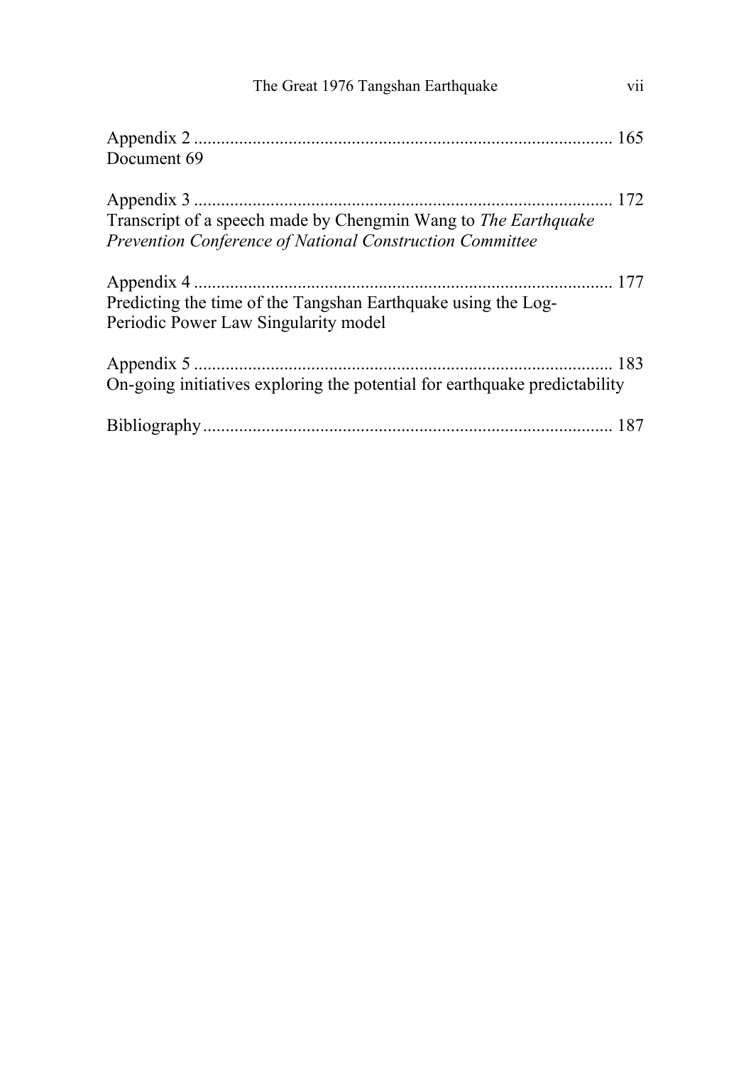Appendix 2 ............................................................................................ 165
Document 69

Appendix 3 ............................................................................................ 172
Transcript of a speech made by Chengmin Wang to *The Earthquake Prevention Conference of National Construction Committee*

Appendix 4 ............................................................................................ 177
Predicting the time of the Tangshan Earthquake using the Log-Periodic Power Law Singularity model

Appendix 5 ............................................................................................ 183
On-going initiatives exploring the potential for earthquake predictability

Bibliography.......................................................................................... 187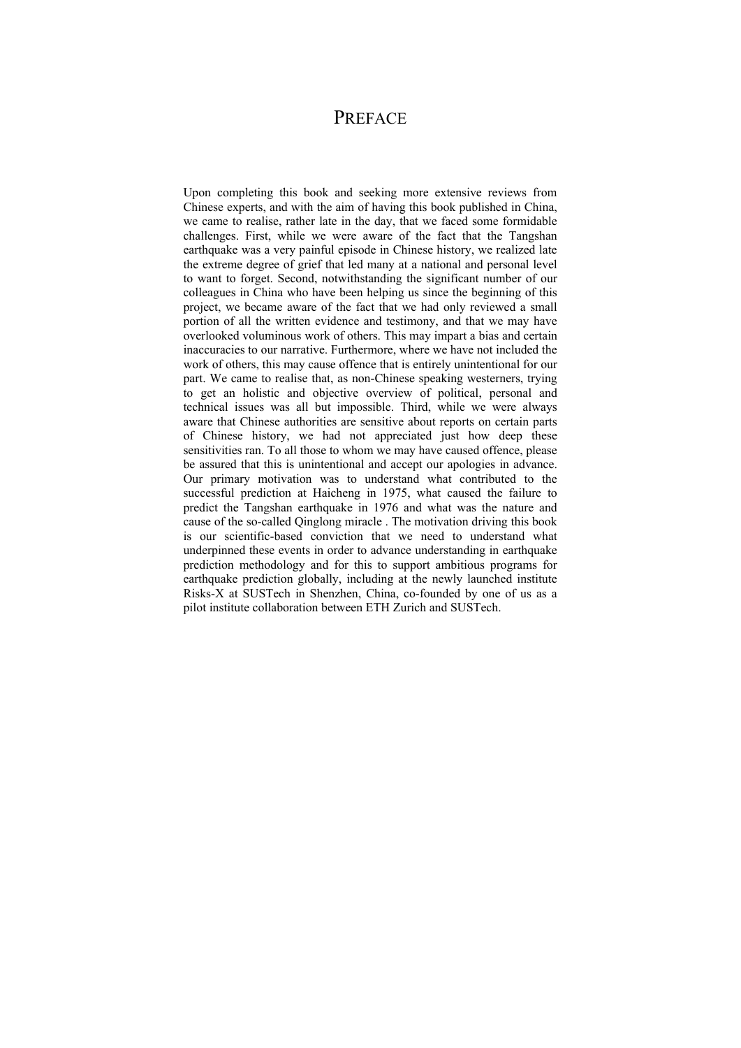# PREFACE

Upon completing this book and seeking more extensive reviews from Chinese experts, and with the aim of having this book published in China, we came to realise, rather late in the day, that we faced some formidable challenges. First, while we were aware of the fact that the Tangshan earthquake was a very painful episode in Chinese history, we realized late the extreme degree of grief that led many at a national and personal level to want to forget. Second, notwithstanding the significant number of our colleagues in China who have been helping us since the beginning of this project, we became aware of the fact that we had only reviewed a small portion of all the written evidence and testimony, and that we may have overlooked voluminous work of others. This may impart a bias and certain inaccuracies to our narrative. Furthermore, where we have not included the work of others, this may cause offence that is entirely unintentional for our part. We came to realise that, as non-Chinese speaking westerners, trying to get an holistic and objective overview of political, personal and technical issues was all but impossible. Third, while we were always aware that Chinese authorities are sensitive about reports on certain parts of Chinese history, we had not appreciated just how deep these sensitivities ran. To all those to whom we may have caused offence, please be assured that this is unintentional and accept our apologies in advance. Our primary motivation was to understand what contributed to the successful prediction at Haicheng in 1975, what caused the failure to predict the Tangshan earthquake in 1976 and what was the nature and cause of the so-called Qinglong miracle . The motivation driving this book is our scientific-based conviction that we need to understand what underpinned these events in order to advance understanding in earthquake prediction methodology and for this to support ambitious programs for earthquake prediction globally, including at the newly launched institute Risks-X at SUSTech in Shenzhen, China, co-founded by one of us as a pilot institute collaboration between ETH Zurich and SUSTech.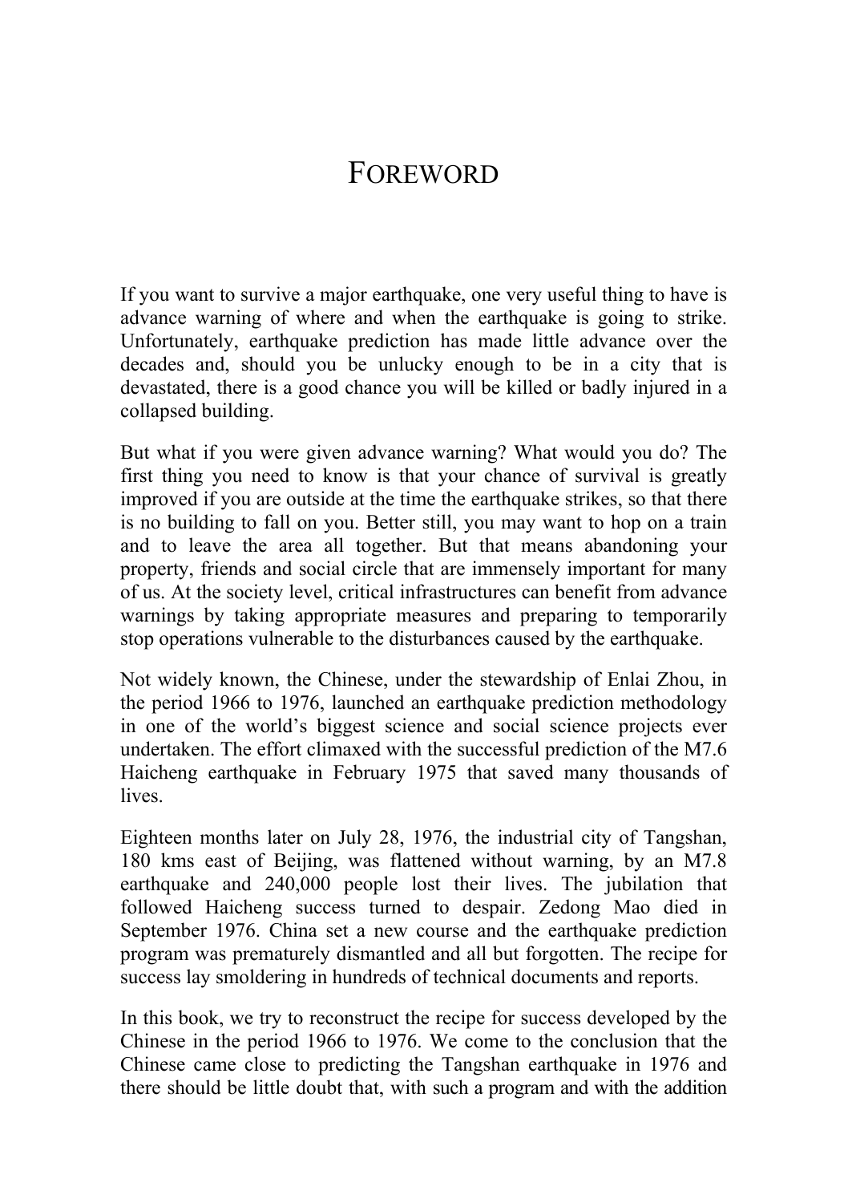# FOREWORD

If you want to survive a major earthquake, one very useful thing to have is advance warning of where and when the earthquake is going to strike. Unfortunately, earthquake prediction has made little advance over the decades and, should you be unlucky enough to be in a city that is devastated, there is a good chance you will be killed or badly injured in a collapsed building.

But what if you were given advance warning? What would you do? The first thing you need to know is that your chance of survival is greatly improved if you are outside at the time the earthquake strikes, so that there is no building to fall on you. Better still, you may want to hop on a train and to leave the area all together. But that means abandoning your property, friends and social circle that are immensely important for many of us. At the society level, critical infrastructures can benefit from advance warnings by taking appropriate measures and preparing to temporarily stop operations vulnerable to the disturbances caused by the earthquake.

Not widely known, the Chinese, under the stewardship of Enlai Zhou, in the period 1966 to 1976, launched an earthquake prediction methodology in one of the world's biggest science and social science projects ever undertaken. The effort climaxed with the successful prediction of the M7.6 Haicheng earthquake in February 1975 that saved many thousands of lives.

Eighteen months later on July 28, 1976, the industrial city of Tangshan, 180 kms east of Beijing, was flattened without warning, by an M7.8 earthquake and 240,000 people lost their lives. The jubilation that followed Haicheng success turned to despair. Zedong Mao died in September 1976. China set a new course and the earthquake prediction program was prematurely dismantled and all but forgotten. The recipe for success lay smoldering in hundreds of technical documents and reports.

In this book, we try to reconstruct the recipe for success developed by the Chinese in the period 1966 to 1976. We come to the conclusion that the Chinese came close to predicting the Tangshan earthquake in 1976 and there should be little doubt that, with such a program and with the addition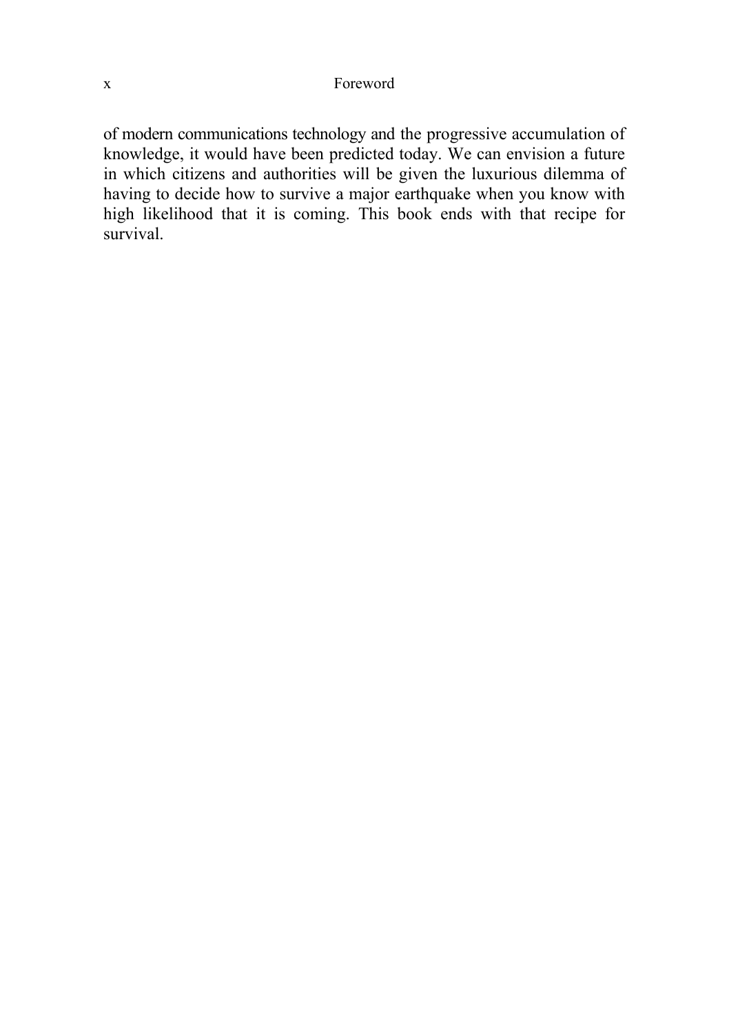of modern communications technology and the progressive accumulation of knowledge, it would have been predicted today. We can envision a future in which citizens and authorities will be given the luxurious dilemma of having to decide how to survive a major earthquake when you know with high likelihood that it is coming. This book ends with that recipe for survival.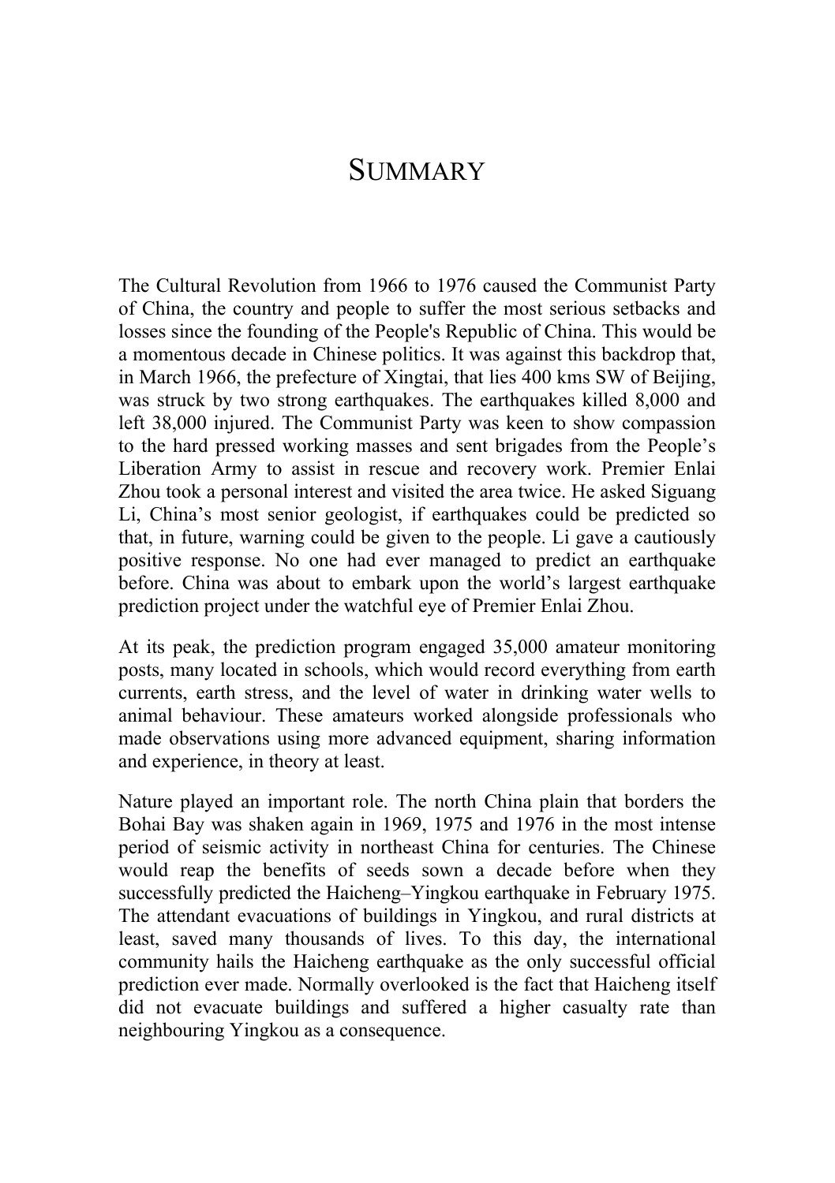# SUMMARY

The Cultural Revolution from 1966 to 1976 caused the Communist Party of China, the country and people to suffer the most serious setbacks and losses since the founding of the People's Republic of China. This would be a momentous decade in Chinese politics. It was against this backdrop that, in March 1966, the prefecture of Xingtai, that lies 400 kms SW of Beijing, was struck by two strong earthquakes. The earthquakes killed 8,000 and left 38,000 injured. The Communist Party was keen to show compassion to the hard pressed working masses and sent brigades from the People's Liberation Army to assist in rescue and recovery work. Premier Enlai Zhou took a personal interest and visited the area twice. He asked Siguang Li, China's most senior geologist, if earthquakes could be predicted so that, in future, warning could be given to the people. Li gave a cautiously positive response. No one had ever managed to predict an earthquake before. China was about to embark upon the world's largest earthquake prediction project under the watchful eye of Premier Enlai Zhou.

At its peak, the prediction program engaged 35,000 amateur monitoring posts, many located in schools, which would record everything from earth currents, earth stress, and the level of water in drinking water wells to animal behaviour. These amateurs worked alongside professionals who made observations using more advanced equipment, sharing information and experience, in theory at least.

Nature played an important role. The north China plain that borders the Bohai Bay was shaken again in 1969, 1975 and 1976 in the most intense period of seismic activity in northeast China for centuries. The Chinese would reap the benefits of seeds sown a decade before when they successfully predicted the Haicheng–Yingkou earthquake in February 1975. The attendant evacuations of buildings in Yingkou, and rural districts at least, saved many thousands of lives. To this day, the international community hails the Haicheng earthquake as the only successful official prediction ever made. Normally overlooked is the fact that Haicheng itself did not evacuate buildings and suffered a higher casualty rate than neighbouring Yingkou as a consequence.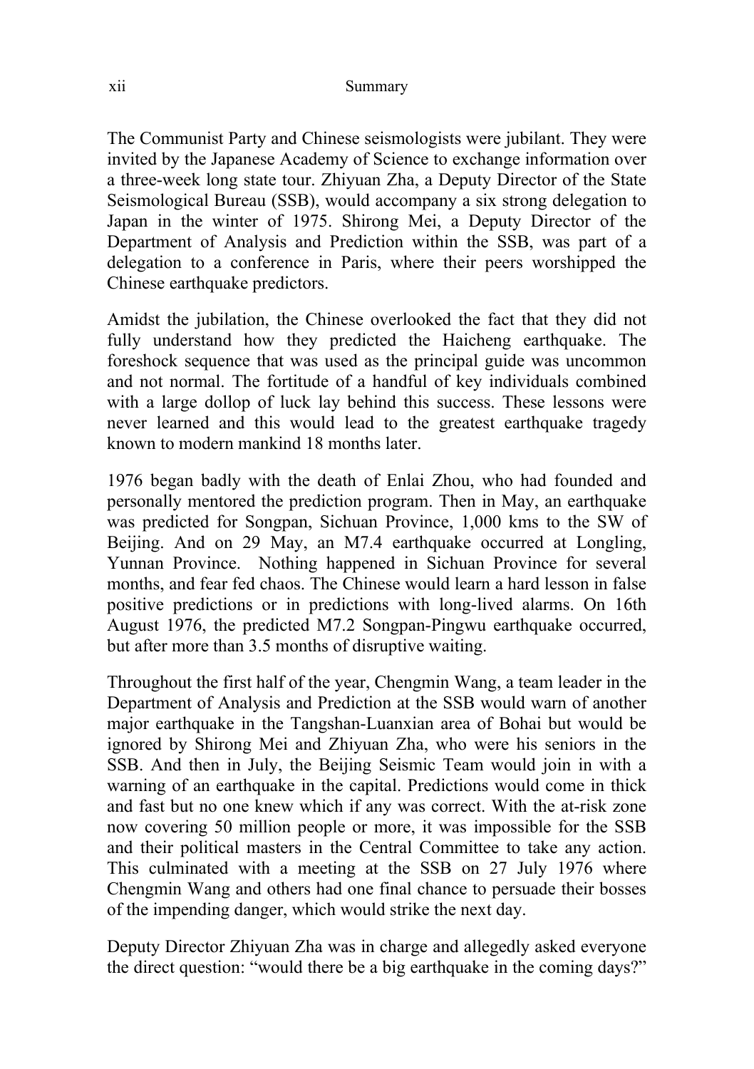The Communist Party and Chinese seismologists were jubilant. They were invited by the Japanese Academy of Science to exchange information over a three-week long state tour. Zhiyuan Zha, a Deputy Director of the State Seismological Bureau (SSB), would accompany a six strong delegation to Japan in the winter of 1975. Shirong Mei, a Deputy Director of the Department of Analysis and Prediction within the SSB, was part of a delegation to a conference in Paris, where their peers worshipped the Chinese earthquake predictors.

Amidst the jubilation, the Chinese overlooked the fact that they did not fully understand how they predicted the Haicheng earthquake. The foreshock sequence that was used as the principal guide was uncommon and not normal. The fortitude of a handful of key individuals combined with a large dollop of luck lay behind this success. These lessons were never learned and this would lead to the greatest earthquake tragedy known to modern mankind 18 months later.

1976 began badly with the death of Enlai Zhou, who had founded and personally mentored the prediction program. Then in May, an earthquake was predicted for Songpan, Sichuan Province, 1,000 kms to the SW of Beijing. And on 29 May, an M7.4 earthquake occurred at Longling, Yunnan Province. Nothing happened in Sichuan Province for several months, and fear fed chaos. The Chinese would learn a hard lesson in false positive predictions or in predictions with long-lived alarms. On 16th August 1976, the predicted M7.2 Songpan-Pingwu earthquake occurred, but after more than 3.5 months of disruptive waiting.

Throughout the first half of the year, Chengmin Wang, a team leader in the Department of Analysis and Prediction at the SSB would warn of another major earthquake in the Tangshan-Luanxian area of Bohai but would be ignored by Shirong Mei and Zhiyuan Zha, who were his seniors in the SSB. And then in July, the Beijing Seismic Team would join in with a warning of an earthquake in the capital. Predictions would come in thick and fast but no one knew which if any was correct. With the at-risk zone now covering 50 million people or more, it was impossible for the SSB and their political masters in the Central Committee to take any action. This culminated with a meeting at the SSB on 27 July 1976 where Chengmin Wang and others had one final chance to persuade their bosses of the impending danger, which would strike the next day.

Deputy Director Zhiyuan Zha was in charge and allegedly asked everyone the direct question: "would there be a big earthquake in the coming days?"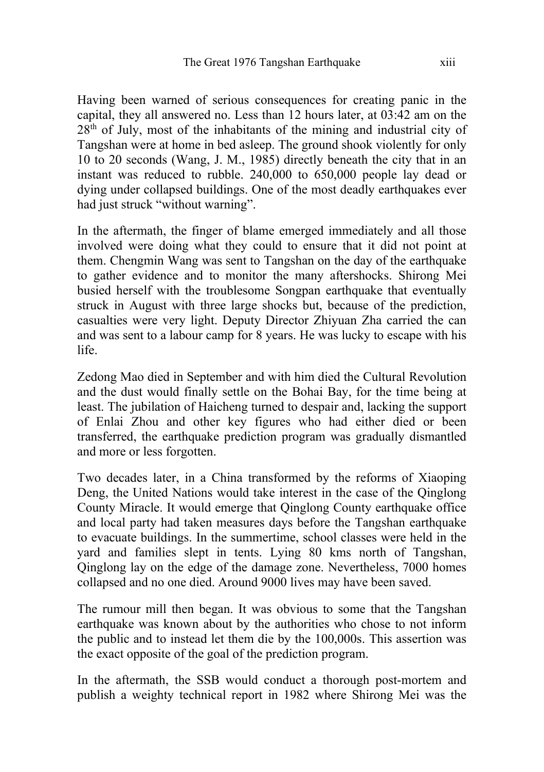Having been warned of serious consequences for creating panic in the capital, they all answered no. Less than 12 hours later, at 03:42 am on the 28th of July, most of the inhabitants of the mining and industrial city of Tangshan were at home in bed asleep. The ground shook violently for only 10 to 20 seconds (Wang, J. M., 1985) directly beneath the city that in an instant was reduced to rubble. 240,000 to 650,000 people lay dead or dying under collapsed buildings. One of the most deadly earthquakes ever had just struck "without warning".

In the aftermath, the finger of blame emerged immediately and all those involved were doing what they could to ensure that it did not point at them. Chengmin Wang was sent to Tangshan on the day of the earthquake to gather evidence and to monitor the many aftershocks. Shirong Mei busied herself with the troublesome Songpan earthquake that eventually struck in August with three large shocks but, because of the prediction, casualties were very light. Deputy Director Zhiyuan Zha carried the can and was sent to a labour camp for 8 years. He was lucky to escape with his life.

Zedong Mao died in September and with him died the Cultural Revolution and the dust would finally settle on the Bohai Bay, for the time being at least. The jubilation of Haicheng turned to despair and, lacking the support of Enlai Zhou and other key figures who had either died or been transferred, the earthquake prediction program was gradually dismantled and more or less forgotten.

Two decades later, in a China transformed by the reforms of Xiaoping Deng, the United Nations would take interest in the case of the Qinglong County Miracle. It would emerge that Qinglong County earthquake office and local party had taken measures days before the Tangshan earthquake to evacuate buildings. In the summertime, school classes were held in the yard and families slept in tents. Lying 80 kms north of Tangshan, Qinglong lay on the edge of the damage zone. Nevertheless, 7000 homes collapsed and no one died. Around 9000 lives may have been saved.

The rumour mill then began. It was obvious to some that the Tangshan earthquake was known about by the authorities who chose to not inform the public and to instead let them die by the 100,000s. This assertion was the exact opposite of the goal of the prediction program.

In the aftermath, the SSB would conduct a thorough post-mortem and publish a weighty technical report in 1982 where Shirong Mei was the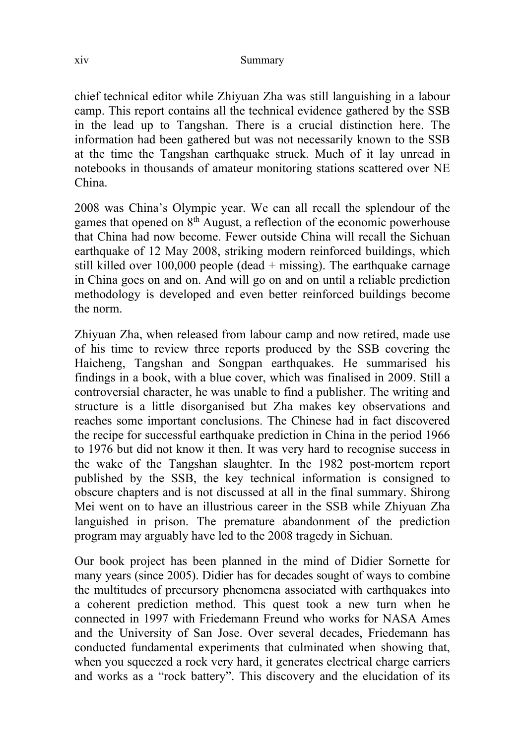chief technical editor while Zhiyuan Zha was still languishing in a labour camp. This report contains all the technical evidence gathered by the SSB in the lead up to Tangshan. There is a crucial distinction here. The information had been gathered but was not necessarily known to the SSB at the time the Tangshan earthquake struck. Much of it lay unread in notebooks in thousands of amateur monitoring stations scattered over NE China.

2008 was China's Olympic year. We can all recall the splendour of the games that opened on 8th August, a reflection of the economic powerhouse that China had now become. Fewer outside China will recall the Sichuan earthquake of 12 May 2008, striking modern reinforced buildings, which still killed over 100,000 people (dead + missing). The earthquake carnage in China goes on and on. And will go on and on until a reliable prediction methodology is developed and even better reinforced buildings become the norm.

Zhiyuan Zha, when released from labour camp and now retired, made use of his time to review three reports produced by the SSB covering the Haicheng, Tangshan and Songpan earthquakes. He summarised his findings in a book, with a blue cover, which was finalised in 2009. Still a controversial character, he was unable to find a publisher. The writing and structure is a little disorganised but Zha makes key observations and reaches some important conclusions. The Chinese had in fact discovered the recipe for successful earthquake prediction in China in the period 1966 to 1976 but did not know it then. It was very hard to recognise success in the wake of the Tangshan slaughter. In the 1982 post-mortem report published by the SSB, the key technical information is consigned to obscure chapters and is not discussed at all in the final summary. Shirong Mei went on to have an illustrious career in the SSB while Zhiyuan Zha languished in prison. The premature abandonment of the prediction program may arguably have led to the 2008 tragedy in Sichuan.

Our book project has been planned in the mind of Didier Sornette for many years (since 2005). Didier has for decades sought of ways to combine the multitudes of precursory phenomena associated with earthquakes into a coherent prediction method. This quest took a new turn when he connected in 1997 with Friedemann Freund who works for NASA Ames and the University of San Jose. Over several decades, Friedemann has conducted fundamental experiments that culminated when showing that, when you squeezed a rock very hard, it generates electrical charge carriers and works as a "rock battery". This discovery and the elucidation of its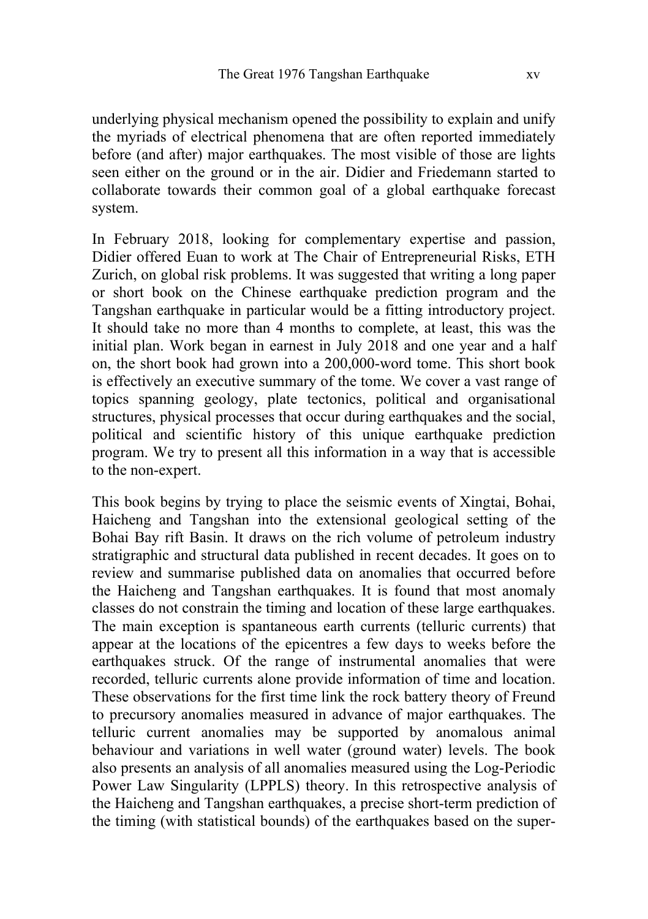underlying physical mechanism opened the possibility to explain and unify the myriads of electrical phenomena that are often reported immediately before (and after) major earthquakes. The most visible of those are lights seen either on the ground or in the air. Didier and Friedemann started to collaborate towards their common goal of a global earthquake forecast system.

In February 2018, looking for complementary expertise and passion, Didier offered Euan to work at The Chair of Entrepreneurial Risks, ETH Zurich, on global risk problems. It was suggested that writing a long paper or short book on the Chinese earthquake prediction program and the Tangshan earthquake in particular would be a fitting introductory project. It should take no more than 4 months to complete, at least, this was the initial plan. Work began in earnest in July 2018 and one year and a half on, the short book had grown into a 200,000-word tome. This short book is effectively an executive summary of the tome. We cover a vast range of topics spanning geology, plate tectonics, political and organisational structures, physical processes that occur during earthquakes and the social, political and scientific history of this unique earthquake prediction program. We try to present all this information in a way that is accessible to the non-expert.

This book begins by trying to place the seismic events of Xingtai, Bohai, Haicheng and Tangshan into the extensional geological setting of the Bohai Bay rift Basin. It draws on the rich volume of petroleum industry stratigraphic and structural data published in recent decades. It goes on to review and summarise published data on anomalies that occurred before the Haicheng and Tangshan earthquakes. It is found that most anomaly classes do not constrain the timing and location of these large earthquakes. The main exception is spantaneous earth currents (telluric currents) that appear at the locations of the epicentres a few days to weeks before the earthquakes struck. Of the range of instrumental anomalies that were recorded, telluric currents alone provide information of time and location. These observations for the first time link the rock battery theory of Freund to precursory anomalies measured in advance of major earthquakes. The telluric current anomalies may be supported by anomalous animal behaviour and variations in well water (ground water) levels. The book also presents an analysis of all anomalies measured using the Log-Periodic Power Law Singularity (LPPLS) theory. In this retrospective analysis of the Haicheng and Tangshan earthquakes, a precise short-term prediction of the timing (with statistical bounds) of the earthquakes based on the super-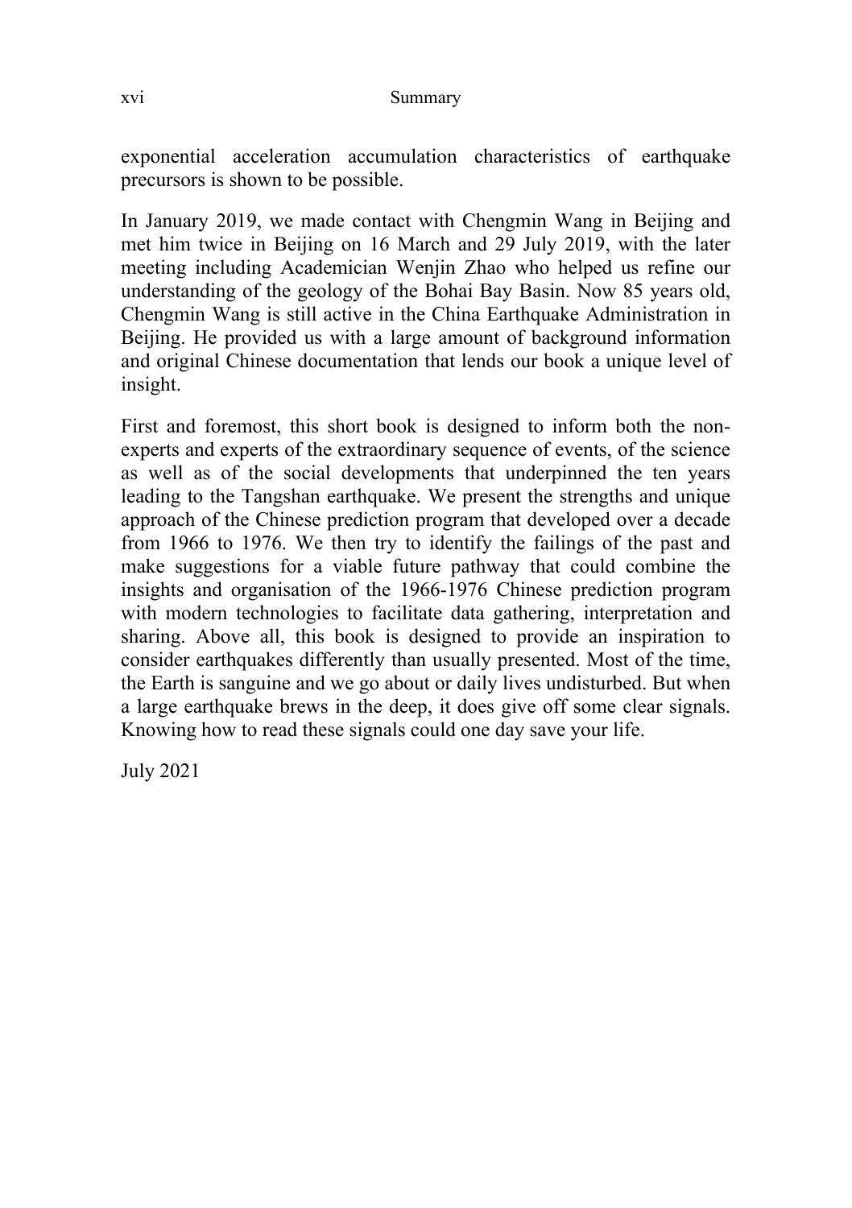exponential acceleration accumulation characteristics of earthquake precursors is shown to be possible.

In January 2019, we made contact with Chengmin Wang in Beijing and met him twice in Beijing on 16 March and 29 July 2019, with the later meeting including Academician Wenjin Zhao who helped us refine our understanding of the geology of the Bohai Bay Basin. Now 85 years old, Chengmin Wang is still active in the China Earthquake Administration in Beijing. He provided us with a large amount of background information and original Chinese documentation that lends our book a unique level of insight.

First and foremost, this short book is designed to inform both the non-experts and experts of the extraordinary sequence of events, of the science as well as of the social developments that underpinned the ten years leading to the Tangshan earthquake. We present the strengths and unique approach of the Chinese prediction program that developed over a decade from 1966 to 1976. We then try to identify the failings of the past and make suggestions for a viable future pathway that could combine the insights and organisation of the 1966-1976 Chinese prediction program with modern technologies to facilitate data gathering, interpretation and sharing. Above all, this book is designed to provide an inspiration to consider earthquakes differently than usually presented. Most of the time, the Earth is sanguine and we go about or daily lives undisturbed. But when a large earthquake brews in the deep, it does give off some clear signals. Knowing how to read these signals could one day save your life.

July 2021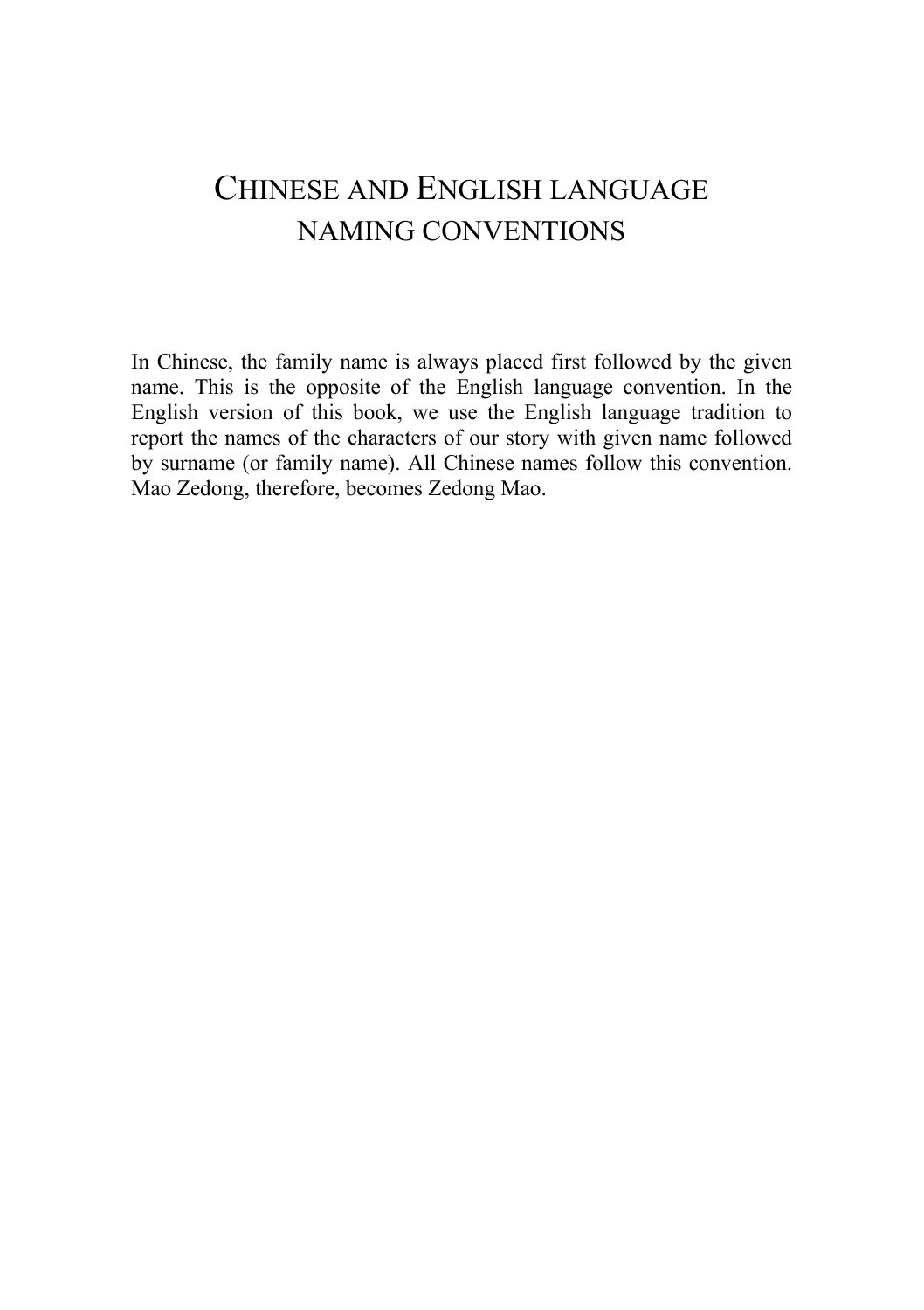# Chinese and English language naming conventions

In Chinese, the family name is always placed first followed by the given name. This is the opposite of the English language convention. In the English version of this book, we use the English language tradition to report the names of the characters of our story with given name followed by surname (or family name). All Chinese names follow this convention. Mao Zedong, therefore, becomes Zedong Mao.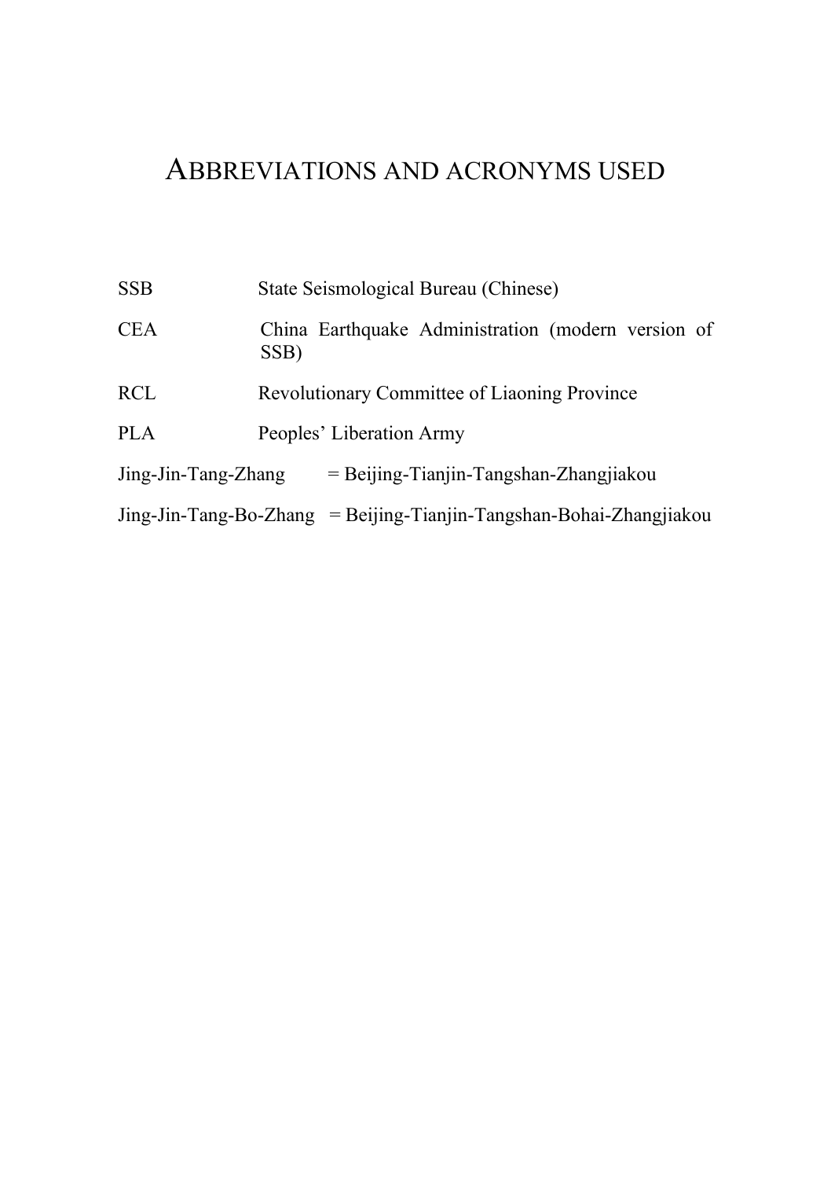# ABBREVIATIONS AND ACRONYMS USED

| | |
|---|---|
| SSB | State Seismological Bureau (Chinese) |
| CEA | China Earthquake Administration (modern version of SSB) |
| RCL | Revolutionary Committee of Liaoning Province |
| PLA | Peoples' Liberation Army |

Jing-Jin-Tang-Zhang = Beijing-Tianjin-Tangshan-Zhangjiakou

Jing-Jin-Tang-Bo-Zhang = Beijing-Tianjin-Tangshan-Bohai-Zhangjiakou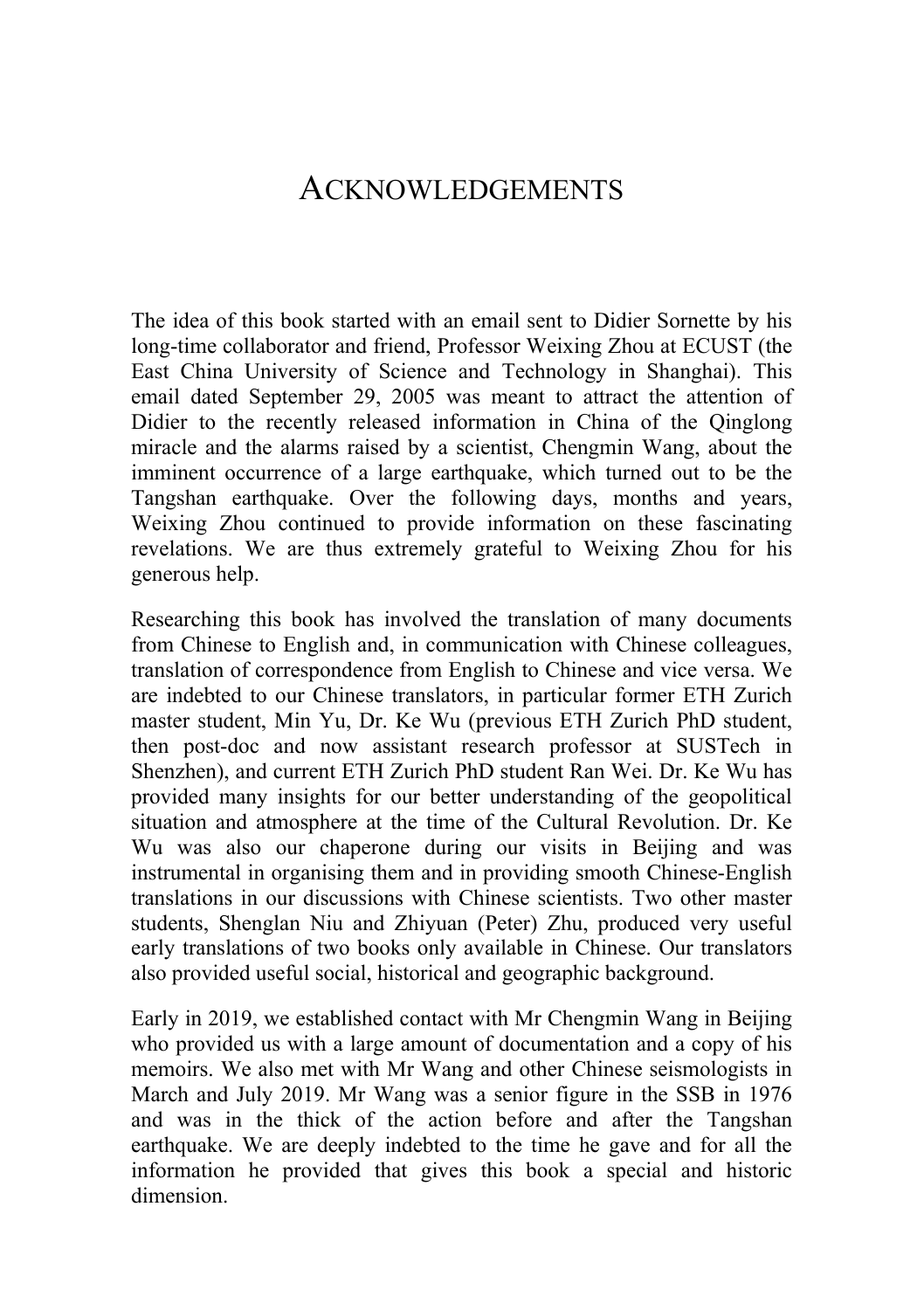# ACKNOWLEDGEMENTS

The idea of this book started with an email sent to Didier Sornette by his long-time collaborator and friend, Professor Weixing Zhou at ECUST (the East China University of Science and Technology in Shanghai). This email dated September 29, 2005 was meant to attract the attention of Didier to the recently released information in China of the Qinglong miracle and the alarms raised by a scientist, Chengmin Wang, about the imminent occurrence of a large earthquake, which turned out to be the Tangshan earthquake. Over the following days, months and years, Weixing Zhou continued to provide information on these fascinating revelations. We are thus extremely grateful to Weixing Zhou for his generous help.

Researching this book has involved the translation of many documents from Chinese to English and, in communication with Chinese colleagues, translation of correspondence from English to Chinese and vice versa. We are indebted to our Chinese translators, in particular former ETH Zurich master student, Min Yu, Dr. Ke Wu (previous ETH Zurich PhD student, then post-doc and now assistant research professor at SUSTech in Shenzhen), and current ETH Zurich PhD student Ran Wei. Dr. Ke Wu has provided many insights for our better understanding of the geopolitical situation and atmosphere at the time of the Cultural Revolution. Dr. Ke Wu was also our chaperone during our visits in Beijing and was instrumental in organising them and in providing smooth Chinese-English translations in our discussions with Chinese scientists. Two other master students, Shenglan Niu and Zhiyuan (Peter) Zhu, produced very useful early translations of two books only available in Chinese. Our translators also provided useful social, historical and geographic background.

Early in 2019, we established contact with Mr Chengmin Wang in Beijing who provided us with a large amount of documentation and a copy of his memoirs. We also met with Mr Wang and other Chinese seismologists in March and July 2019. Mr Wang was a senior figure in the SSB in 1976 and was in the thick of the action before and after the Tangshan earthquake. We are deeply indebted to the time he gave and for all the information he provided that gives this book a special and historic dimension.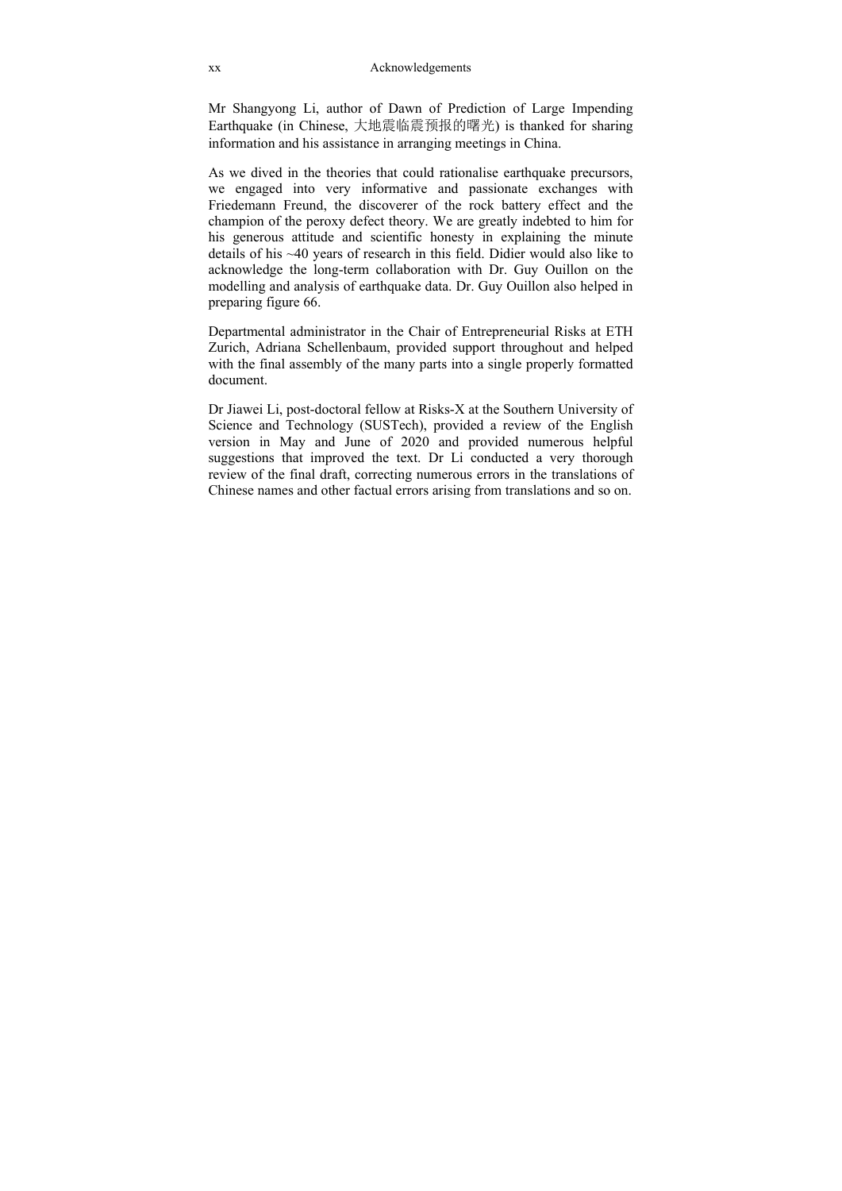Mr Shangyong Li, author of Dawn of Prediction of Large Impending Earthquake (in Chinese, 大地震临震预报的曙光) is thanked for sharing information and his assistance in arranging meetings in China.

As we dived in the theories that could rationalise earthquake precursors, we engaged into very informative and passionate exchanges with Friedemann Freund, the discoverer of the rock battery effect and the champion of the peroxy defect theory. We are greatly indebted to him for his generous attitude and scientific honesty in explaining the minute details of his ~40 years of research in this field. Didier would also like to acknowledge the long-term collaboration with Dr. Guy Ouillon on the modelling and analysis of earthquake data. Dr. Guy Ouillon also helped in preparing figure 66.

Departmental administrator in the Chair of Entrepreneurial Risks at ETH Zurich, Adriana Schellenbaum, provided support throughout and helped with the final assembly of the many parts into a single properly formatted document.

Dr Jiawei Li, post-doctoral fellow at Risks-X at the Southern University of Science and Technology (SUSTech), provided a review of the English version in May and June of 2020 and provided numerous helpful suggestions that improved the text. Dr Li conducted a very thorough review of the final draft, correcting numerous errors in the translations of Chinese names and other factual errors arising from translations and so on.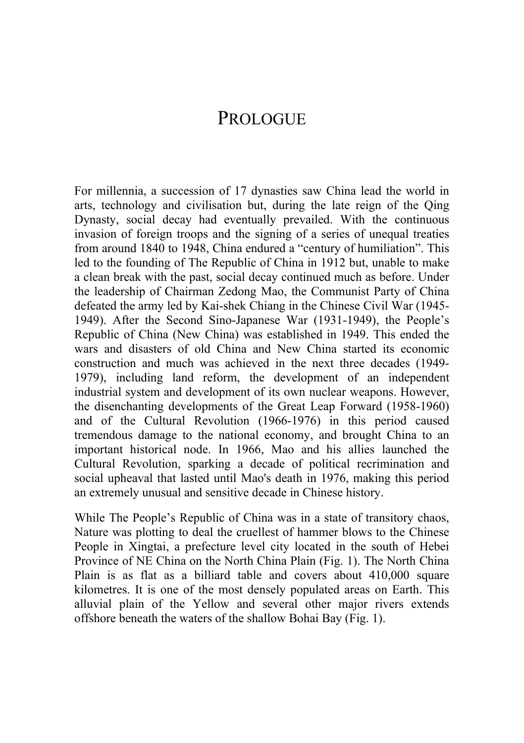# PROLOGUE

For millennia, a succession of 17 dynasties saw China lead the world in arts, technology and civilisation but, during the late reign of the Qing Dynasty, social decay had eventually prevailed. With the continuous invasion of foreign troops and the signing of a series of unequal treaties from around 1840 to 1948, China endured a "century of humiliation". This led to the founding of The Republic of China in 1912 but, unable to make a clean break with the past, social decay continued much as before. Under the leadership of Chairman Zedong Mao, the Communist Party of China defeated the army led by Kai-shek Chiang in the Chinese Civil War (1945-1949). After the Second Sino-Japanese War (1931-1949), the People's Republic of China (New China) was established in 1949. This ended the wars and disasters of old China and New China started its economic construction and much was achieved in the next three decades (1949-1979), including land reform, the development of an independent industrial system and development of its own nuclear weapons. However, the disenchanting developments of the Great Leap Forward (1958-1960) and of the Cultural Revolution (1966-1976) in this period caused tremendous damage to the national economy, and brought China to an important historical node. In 1966, Mao and his allies launched the Cultural Revolution, sparking a decade of political recrimination and social upheaval that lasted until Mao's death in 1976, making this period an extremely unusual and sensitive decade in Chinese history.

While The People's Republic of China was in a state of transitory chaos, Nature was plotting to deal the cruellest of hammer blows to the Chinese People in Xingtai, a prefecture level city located in the south of Hebei Province of NE China on the North China Plain (Fig. 1). The North China Plain is as flat as a billiard table and covers about 410,000 square kilometres. It is one of the most densely populated areas on Earth. This alluvial plain of the Yellow and several other major rivers extends offshore beneath the waters of the shallow Bohai Bay (Fig. 1).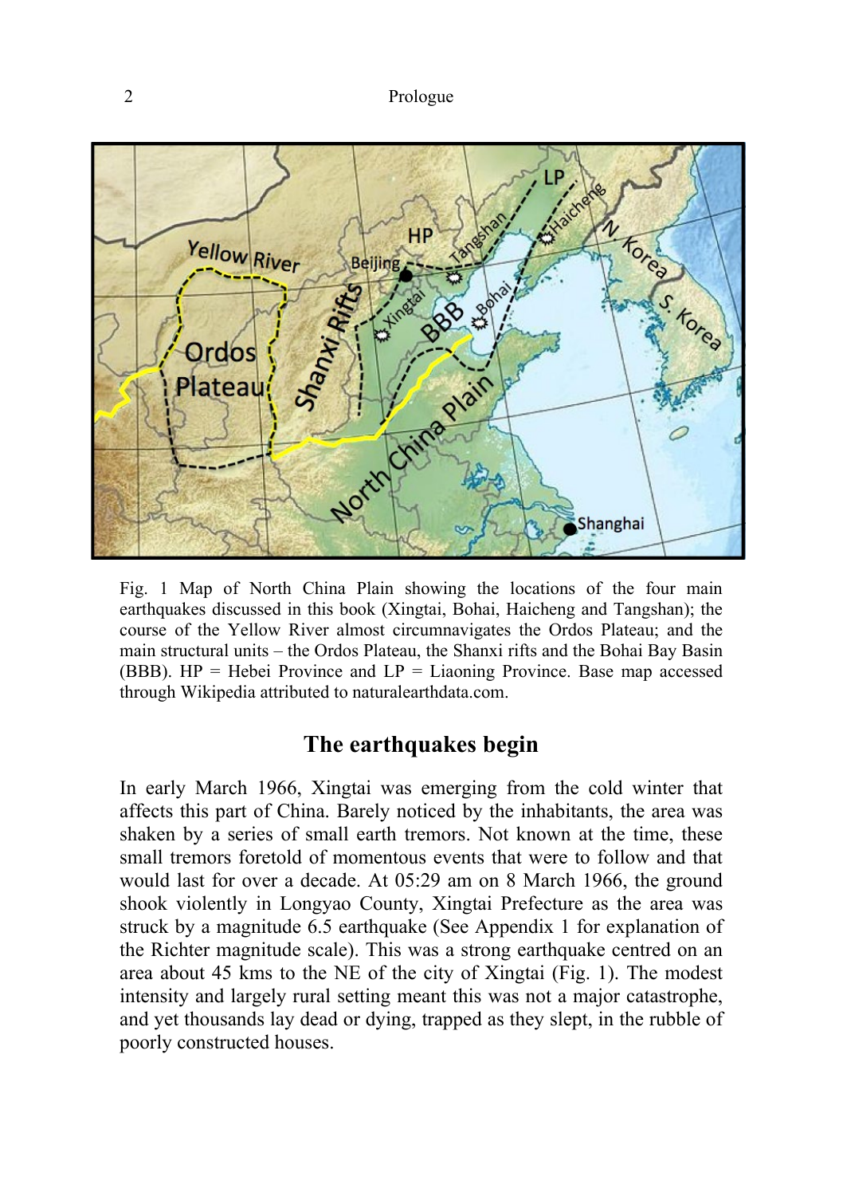Fig. 1 Map of North China Plain showing the locations of the four main earthquakes discussed in this book (Xingtai, Bohai, Haicheng and Tangshan); the course of the Yellow River almost circumnavigates the Ordos Plateau; and the main structural units – the Ordos Plateau, the Shanxi rifts and the Bohai Bay Basin (BBB). HP = Hebei Province and LP = Liaoning Province. Base map accessed through Wikipedia attributed to naturalearthdata.com.

## The earthquakes begin

In early March 1966, Xingtai was emerging from the cold winter that affects this part of China. Barely noticed by the inhabitants, the area was shaken by a series of small earth tremors. Not known at the time, these small tremors foretold of momentous events that were to follow and that would last for over a decade. At 05:29 am on 8 March 1966, the ground shook violently in Longyao County, Xingtai Prefecture as the area was struck by a magnitude 6.5 earthquake (See Appendix 1 for explanation of the Richter magnitude scale). This was a strong earthquake centred on an area about 45 kms to the NE of the city of Xingtai (Fig. 1). The modest intensity and largely rural setting meant this was not a major catastrophe, and yet thousands lay dead or dying, trapped as they slept, in the rubble of poorly constructed houses.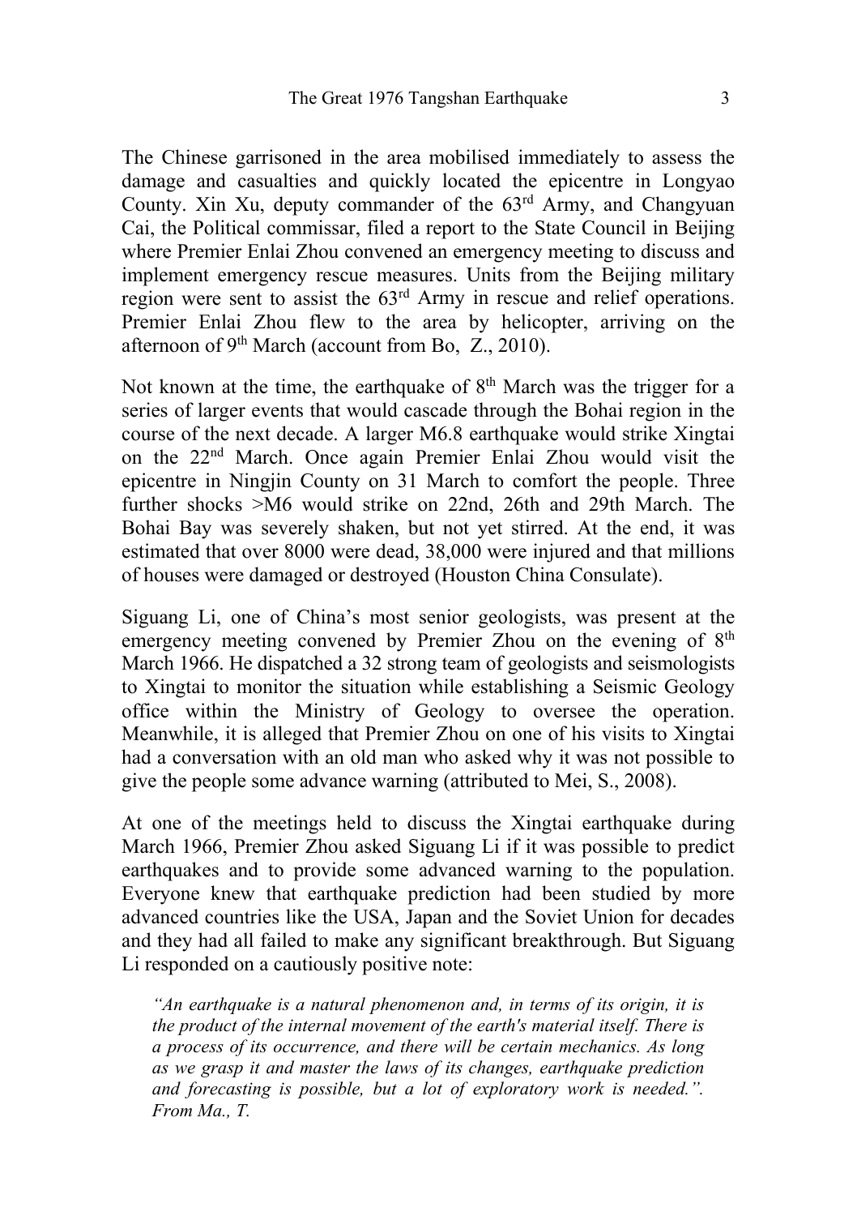The Chinese garrisoned in the area mobilised immediately to assess the damage and casualties and quickly located the epicentre in Longyao County. Xin Xu, deputy commander of the 63rd Army, and Changyuan Cai, the Political commissar, filed a report to the State Council in Beijing where Premier Enlai Zhou convened an emergency meeting to discuss and implement emergency rescue measures. Units from the Beijing military region were sent to assist the 63rd Army in rescue and relief operations. Premier Enlai Zhou flew to the area by helicopter, arriving on the afternoon of 9th March (account from Bo, Z., 2010).

Not known at the time, the earthquake of 8th March was the trigger for a series of larger events that would cascade through the Bohai region in the course of the next decade. A larger M6.8 earthquake would strike Xingtai on the 22nd March. Once again Premier Enlai Zhou would visit the epicentre in Ningjin County on 31 March to comfort the people. Three further shocks >M6 would strike on 22nd, 26th and 29th March. The Bohai Bay was severely shaken, but not yet stirred. At the end, it was estimated that over 8000 were dead, 38,000 were injured and that millions of houses were damaged or destroyed (Houston China Consulate).

Siguang Li, one of China's most senior geologists, was present at the emergency meeting convened by Premier Zhou on the evening of 8th March 1966. He dispatched a 32 strong team of geologists and seismologists to Xingtai to monitor the situation while establishing a Seismic Geology office within the Ministry of Geology to oversee the operation. Meanwhile, it is alleged that Premier Zhou on one of his visits to Xingtai had a conversation with an old man who asked why it was not possible to give the people some advance warning (attributed to Mei, S., 2008).

At one of the meetings held to discuss the Xingtai earthquake during March 1966, Premier Zhou asked Siguang Li if it was possible to predict earthquakes and to provide some advanced warning to the population. Everyone knew that earthquake prediction had been studied by more advanced countries like the USA, Japan and the Soviet Union for decades and they had all failed to make any significant breakthrough. But Siguang Li responded on a cautiously positive note:

> *"An earthquake is a natural phenomenon and, in terms of its origin, it is the product of the internal movement of the earth's material itself. There is a process of its occurrence, and there will be certain mechanics. As long as we grasp it and master the laws of its changes, earthquake prediction and forecasting is possible, but a lot of exploratory work is needed.". From Ma., T.*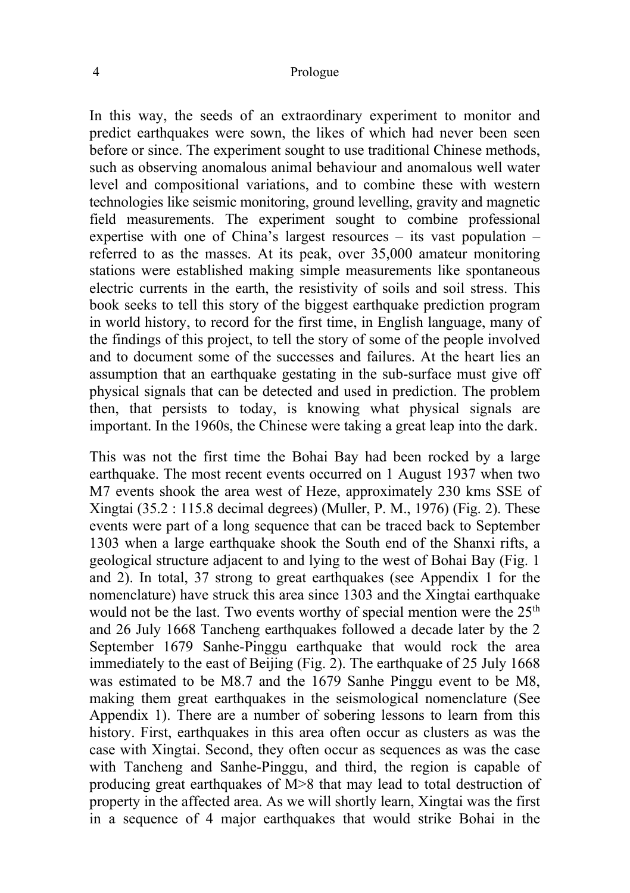In this way, the seeds of an extraordinary experiment to monitor and predict earthquakes were sown, the likes of which had never been seen before or since. The experiment sought to use traditional Chinese methods, such as observing anomalous animal behaviour and anomalous well water level and compositional variations, and to combine these with western technologies like seismic monitoring, ground levelling, gravity and magnetic field measurements. The experiment sought to combine professional expertise with one of China's largest resources – its vast population – referred to as the masses. At its peak, over 35,000 amateur monitoring stations were established making simple measurements like spontaneous electric currents in the earth, the resistivity of soils and soil stress. This book seeks to tell this story of the biggest earthquake prediction program in world history, to record for the first time, in English language, many of the findings of this project, to tell the story of some of the people involved and to document some of the successes and failures. At the heart lies an assumption that an earthquake gestating in the sub-surface must give off physical signals that can be detected and used in prediction. The problem then, that persists to today, is knowing what physical signals are important. In the 1960s, the Chinese were taking a great leap into the dark.

This was not the first time the Bohai Bay had been rocked by a large earthquake. The most recent events occurred on 1 August 1937 when two M7 events shook the area west of Heze, approximately 230 kms SSE of Xingtai (35.2 : 115.8 decimal degrees) (Muller, P. M., 1976) (Fig. 2). These events were part of a long sequence that can be traced back to September 1303 when a large earthquake shook the South end of the Shanxi rifts, a geological structure adjacent to and lying to the west of Bohai Bay (Fig. 1 and 2). In total, 37 strong to great earthquakes (see Appendix 1 for the nomenclature) have struck this area since 1303 and the Xingtai earthquake would not be the last. Two events worthy of special mention were the 25th and 26 July 1668 Tancheng earthquakes followed a decade later by the 2 September 1679 Sanhe-Pinggu earthquake that would rock the area immediately to the east of Beijing (Fig. 2). The earthquake of 25 July 1668 was estimated to be M8.7 and the 1679 Sanhe Pinggu event to be M8, making them great earthquakes in the seismological nomenclature (See Appendix 1). There are a number of sobering lessons to learn from this history. First, earthquakes in this area often occur as clusters as was the case with Xingtai. Second, they often occur as sequences as was the case with Tancheng and Sanhe-Pinggu, and third, the region is capable of producing great earthquakes of M>8 that may lead to total destruction of property in the affected area. As we will shortly learn, Xingtai was the first in a sequence of 4 major earthquakes that would strike Bohai in the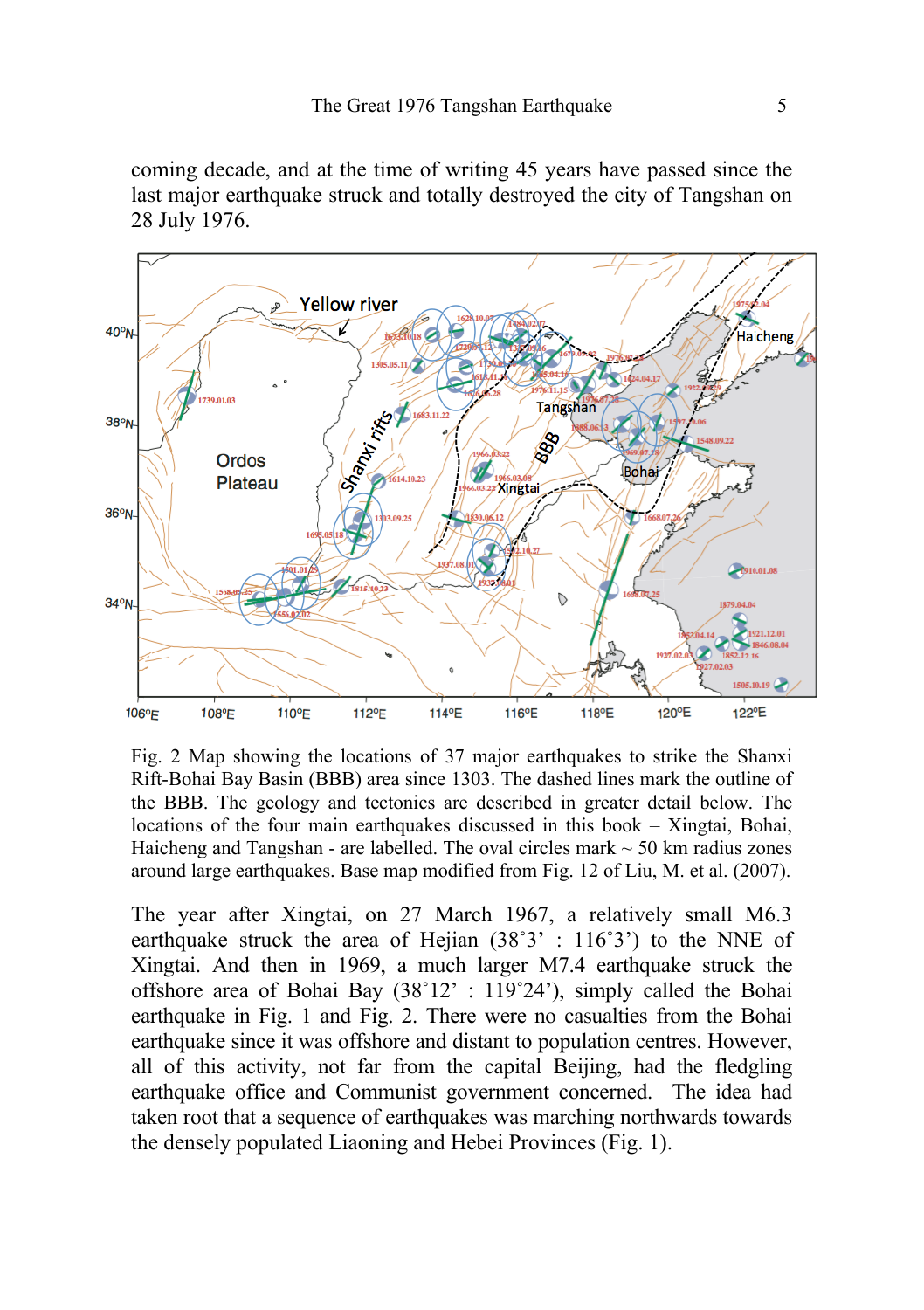coming decade, and at the time of writing 45 years have passed since the last major earthquake struck and totally destroyed the city of Tangshan on 28 July 1976.

Fig. 2 Map showing the locations of 37 major earthquakes to strike the Shanxi Rift-Bohai Bay Basin (BBB) area since 1303. The dashed lines mark the outline of the BBB. The geology and tectonics are described in greater detail below. The locations of the four main earthquakes discussed in this book – Xingtai, Bohai, Haicheng and Tangshan - are labelled. The oval circles mark ~ 50 km radius zones around large earthquakes. Base map modified from Fig. 12 of Liu, M. et al. (2007).

The year after Xingtai, on 27 March 1967, a relatively small M6.3 earthquake struck the area of Hejian (38˚3’ : 116˚3’) to the NNE of Xingtai. And then in 1969, a much larger M7.4 earthquake struck the offshore area of Bohai Bay (38˚12’ : 119˚24’), simply called the Bohai earthquake in Fig. 1 and Fig. 2. There were no casualties from the Bohai earthquake since it was offshore and distant to population centres. However, all of this activity, not far from the capital Beijing, had the fledgling earthquake office and Communist government concerned. The idea had taken root that a sequence of earthquakes was marching northwards towards the densely populated Liaoning and Hebei Provinces (Fig. 1).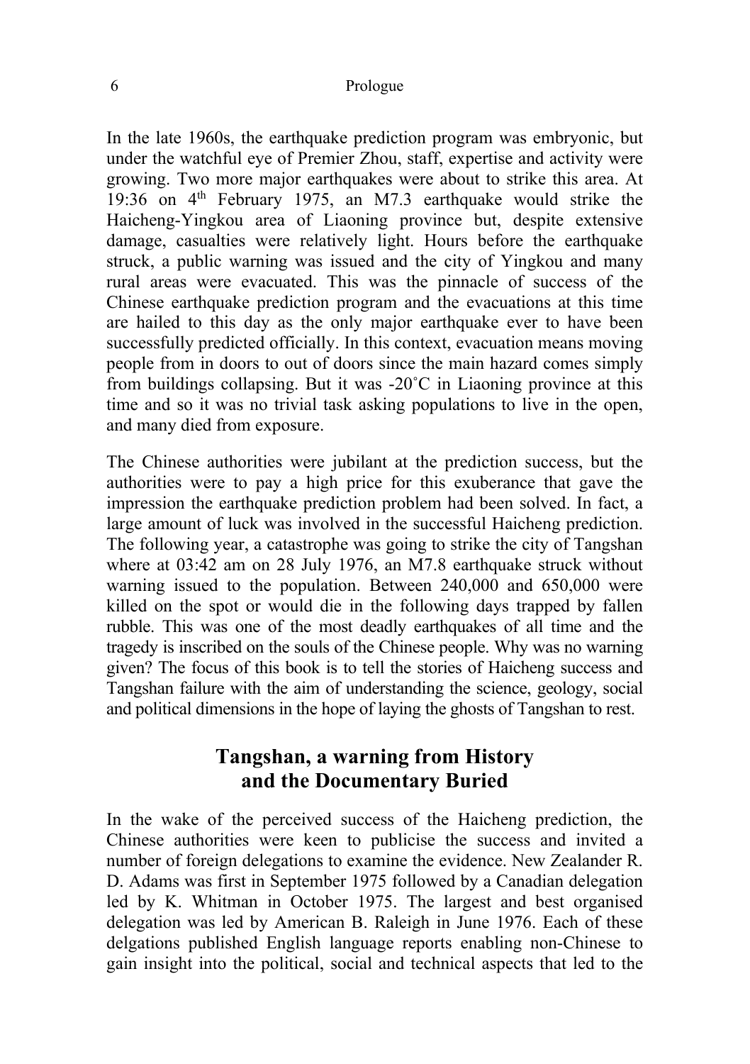In the late 1960s, the earthquake prediction program was embryonic, but under the watchful eye of Premier Zhou, staff, expertise and activity were growing. Two more major earthquakes were about to strike this area. At 19:36 on 4th February 1975, an M7.3 earthquake would strike the Haicheng-Yingkou area of Liaoning province but, despite extensive damage, casualties were relatively light. Hours before the earthquake struck, a public warning was issued and the city of Yingkou and many rural areas were evacuated. This was the pinnacle of success of the Chinese earthquake prediction program and the evacuations at this time are hailed to this day as the only major earthquake ever to have been successfully predicted officially. In this context, evacuation means moving people from in doors to out of doors since the main hazard comes simply from buildings collapsing. But it was -20˚C in Liaoning province at this time and so it was no trivial task asking populations to live in the open, and many died from exposure.

The Chinese authorities were jubilant at the prediction success, but the authorities were to pay a high price for this exuberance that gave the impression the earthquake prediction problem had been solved. In fact, a large amount of luck was involved in the successful Haicheng prediction. The following year, a catastrophe was going to strike the city of Tangshan where at 03:42 am on 28 July 1976, an M7.8 earthquake struck without warning issued to the population. Between 240,000 and 650,000 were killed on the spot or would die in the following days trapped by fallen rubble. This was one of the most deadly earthquakes of all time and the tragedy is inscribed on the souls of the Chinese people. Why was no warning given? The focus of this book is to tell the stories of Haicheng success and Tangshan failure with the aim of understanding the science, geology, social and political dimensions in the hope of laying the ghosts of Tangshan to rest.

## Tangshan, a warning from History and the Documentary Buried

In the wake of the perceived success of the Haicheng prediction, the Chinese authorities were keen to publicise the success and invited a number of foreign delegations to examine the evidence. New Zealander R. D. Adams was first in September 1975 followed by a Canadian delegation led by K. Whitman in October 1975. The largest and best organised delegation was led by American B. Raleigh in June 1976. Each of these delgations published English language reports enabling non-Chinese to gain insight into the political, social and technical aspects that led to the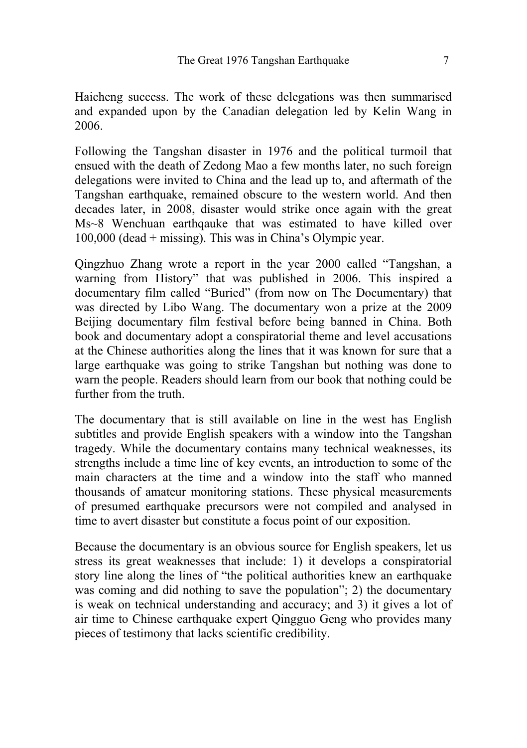Haicheng success. The work of these delegations was then summarised and expanded upon by the Canadian delegation led by Kelin Wang in 2006.

Following the Tangshan disaster in 1976 and the political turmoil that ensued with the death of Zedong Mao a few months later, no such foreign delegations were invited to China and the lead up to, and aftermath of the Tangshan earthquake, remained obscure to the western world. And then decades later, in 2008, disaster would strike once again with the great Ms~8 Wenchuan earthqauke that was estimated to have killed over 100,000 (dead + missing). This was in China's Olympic year.

Qingzhuo Zhang wrote a report in the year 2000 called "Tangshan, a warning from History" that was published in 2006. This inspired a documentary film called "Buried" (from now on The Documentary) that was directed by Libo Wang. The documentary won a prize at the 2009 Beijing documentary film festival before being banned in China. Both book and documentary adopt a conspiratorial theme and level accusations at the Chinese authorities along the lines that it was known for sure that a large earthquake was going to strike Tangshan but nothing was done to warn the people. Readers should learn from our book that nothing could be further from the truth.

The documentary that is still available on line in the west has English subtitles and provide English speakers with a window into the Tangshan tragedy. While the documentary contains many technical weaknesses, its strengths include a time line of key events, an introduction to some of the main characters at the time and a window into the staff who manned thousands of amateur monitoring stations. These physical measurements of presumed earthquake precursors were not compiled and analysed in time to avert disaster but constitute a focus point of our exposition.

Because the documentary is an obvious source for English speakers, let us stress its great weaknesses that include: 1) it develops a conspiratorial story line along the lines of "the political authorities knew an earthquake was coming and did nothing to save the population"; 2) the documentary is weak on technical understanding and accuracy; and 3) it gives a lot of air time to Chinese earthquake expert Qingguo Geng who provides many pieces of testimony that lacks scientific credibility.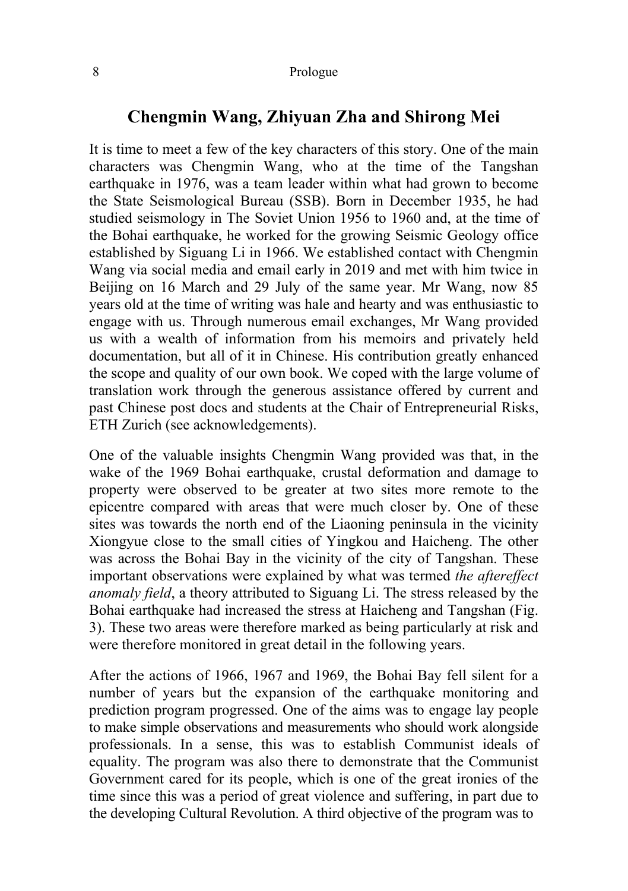## Chengmin Wang, Zhiyuan Zha and Shirong Mei

It is time to meet a few of the key characters of this story. One of the main characters was Chengmin Wang, who at the time of the Tangshan earthquake in 1976, was a team leader within what had grown to become the State Seismological Bureau (SSB). Born in December 1935, he had studied seismology in The Soviet Union 1956 to 1960 and, at the time of the Bohai earthquake, he worked for the growing Seismic Geology office established by Siguang Li in 1966. We established contact with Chengmin Wang via social media and email early in 2019 and met with him twice in Beijing on 16 March and 29 July of the same year. Mr Wang, now 85 years old at the time of writing was hale and hearty and was enthusiastic to engage with us. Through numerous email exchanges, Mr Wang provided us with a wealth of information from his memoirs and privately held documentation, but all of it in Chinese. His contribution greatly enhanced the scope and quality of our own book. We coped with the large volume of translation work through the generous assistance offered by current and past Chinese post docs and students at the Chair of Entrepreneurial Risks, ETH Zurich (see acknowledgements).

One of the valuable insights Chengmin Wang provided was that, in the wake of the 1969 Bohai earthquake, crustal deformation and damage to property were observed to be greater at two sites more remote to the epicentre compared with areas that were much closer by. One of these sites was towards the north end of the Liaoning peninsula in the vicinity Xiongyue close to the small cities of Yingkou and Haicheng. The other was across the Bohai Bay in the vicinity of the city of Tangshan. These important observations were explained by what was termed *the aftereffect anomaly field*, a theory attributed to Siguang Li. The stress released by the Bohai earthquake had increased the stress at Haicheng and Tangshan (Fig. 3). These two areas were therefore marked as being particularly at risk and were therefore monitored in great detail in the following years.

After the actions of 1966, 1967 and 1969, the Bohai Bay fell silent for a number of years but the expansion of the earthquake monitoring and prediction program progressed. One of the aims was to engage lay people to make simple observations and measurements who should work alongside professionals. In a sense, this was to establish Communist ideals of equality. The program was also there to demonstrate that the Communist Government cared for its people, which is one of the great ironies of the time since this was a period of great violence and suffering, in part due to the developing Cultural Revolution. A third objective of the program was to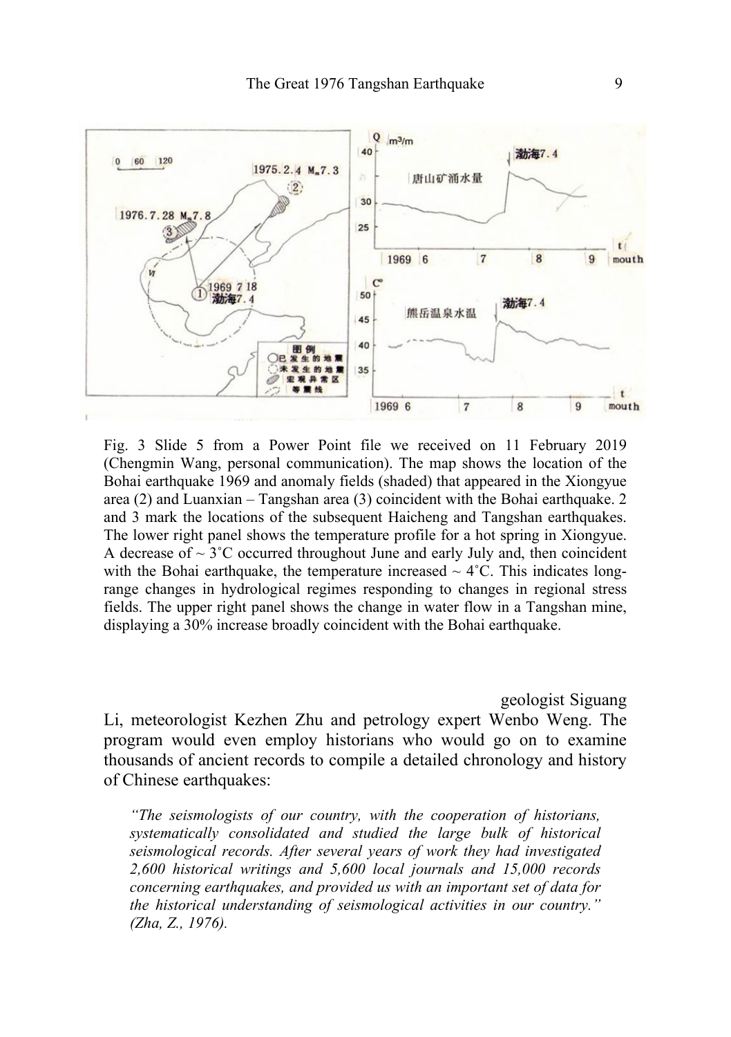Fig. 3 Slide 5 from a Power Point file we received on 11 February 2019 (Chengmin Wang, personal communication). The map shows the location of the Bohai earthquake 1969 and anomaly fields (shaded) that appeared in the Xiongyue area (2) and Luanxian – Tangshan area (3) coincident with the Bohai earthquake. 2 and 3 mark the locations of the subsequent Haicheng and Tangshan earthquakes. The lower right panel shows the temperature profile for a hot spring in Xiongyue. A decrease of ~ 3˚C occurred throughout June and early July and, then coincident with the Bohai earthquake, the temperature increased ~ 4˚C. This indicates long-range changes in hydrological regimes responding to changes in regional stress fields. The upper right panel shows the change in water flow in a Tangshan mine, displaying a 30% increase broadly coincident with the Bohai earthquake.

geologist Siguang Li, meteorologist Kezhen Zhu and petrology expert Wenbo Weng. The program would even employ historians who would go on to examine thousands of ancient records to compile a detailed chronology and history of Chinese earthquakes:

> *"The seismologists of our country, with the cooperation of historians, systematically consolidated and studied the large bulk of historical seismological records. After several years of work they had investigated 2,600 historical writings and 5,600 local journals and 15,000 records concerning earthquakes, and provided us with an important set of data for the historical understanding of seismological activities in our country." (Zha, Z., 1976).*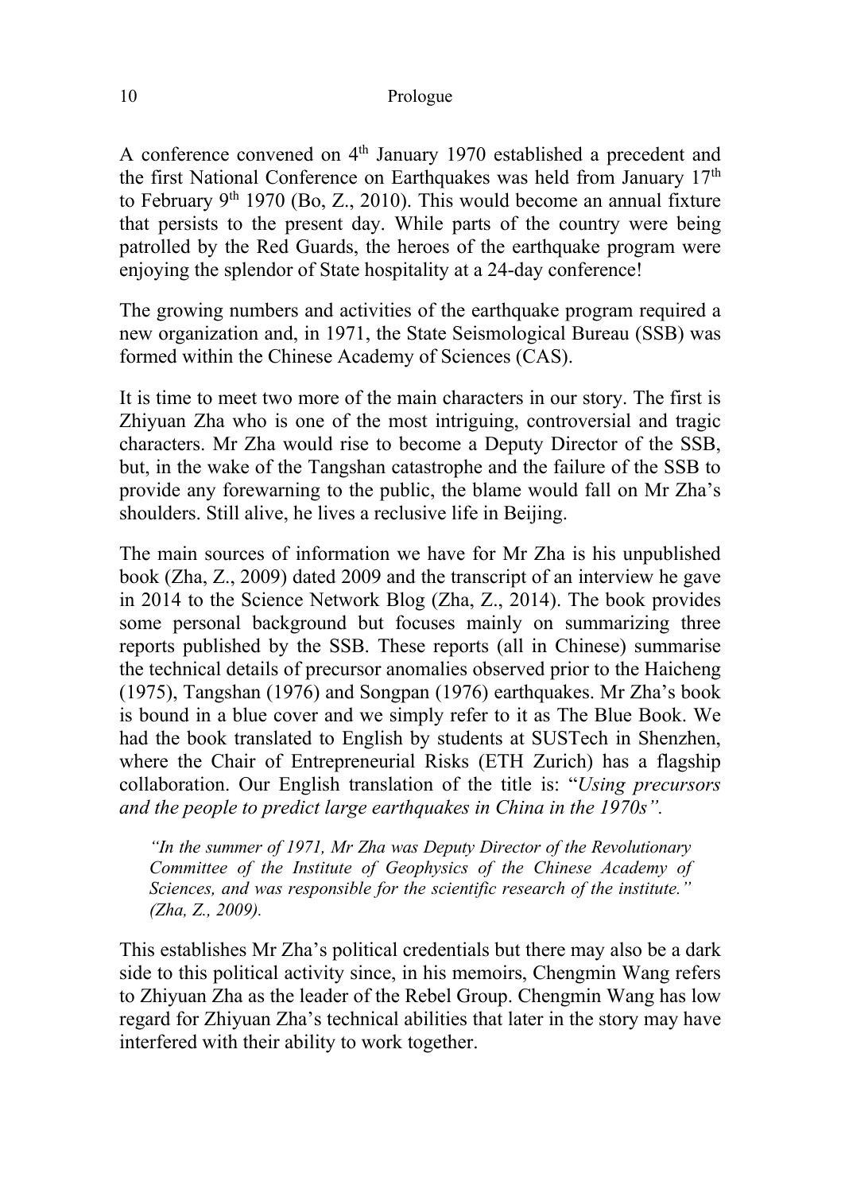A conference convened on 4th January 1970 established a precedent and the first National Conference on Earthquakes was held from January 17th to February 9th 1970 (Bo, Z., 2010). This would become an annual fixture that persists to the present day. While parts of the country were being patrolled by the Red Guards, the heroes of the earthquake program were enjoying the splendor of State hospitality at a 24-day conference!

The growing numbers and activities of the earthquake program required a new organization and, in 1971, the State Seismological Bureau (SSB) was formed within the Chinese Academy of Sciences (CAS).

It is time to meet two more of the main characters in our story. The first is Zhiyuan Zha who is one of the most intriguing, controversial and tragic characters. Mr Zha would rise to become a Deputy Director of the SSB, but, in the wake of the Tangshan catastrophe and the failure of the SSB to provide any forewarning to the public, the blame would fall on Mr Zha's shoulders. Still alive, he lives a reclusive life in Beijing.

The main sources of information we have for Mr Zha is his unpublished book (Zha, Z., 2009) dated 2009 and the transcript of an interview he gave in 2014 to the Science Network Blog (Zha, Z., 2014). The book provides some personal background but focuses mainly on summarizing three reports published by the SSB. These reports (all in Chinese) summarise the technical details of precursor anomalies observed prior to the Haicheng (1975), Tangshan (1976) and Songpan (1976) earthquakes. Mr Zha's book is bound in a blue cover and we simply refer to it as The Blue Book. We had the book translated to English by students at SUSTech in Shenzhen, where the Chair of Entrepreneurial Risks (ETH Zurich) has a flagship collaboration. Our English translation of the title is: "*Using precursors and the people to predict large earthquakes in China in the 1970s"*.

> *"In the summer of 1971, Mr Zha was Deputy Director of the Revolutionary Committee of the Institute of Geophysics of the Chinese Academy of Sciences, and was responsible for the scientific research of the institute." (Zha, Z., 2009).*

This establishes Mr Zha's political credentials but there may also be a dark side to this political activity since, in his memoirs, Chengmin Wang refers to Zhiyuan Zha as the leader of the Rebel Group. Chengmin Wang has low regard for Zhiyuan Zha's technical abilities that later in the story may have interfered with their ability to work together.